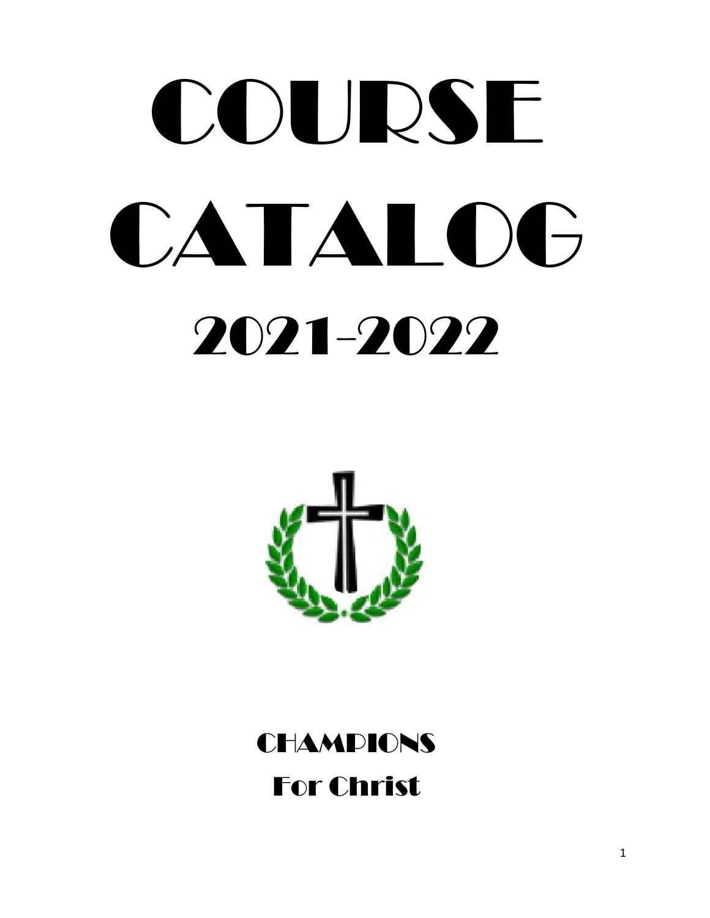# COURSE CATALOG

# 2021-2022

## CHAMPIONS

## For Christ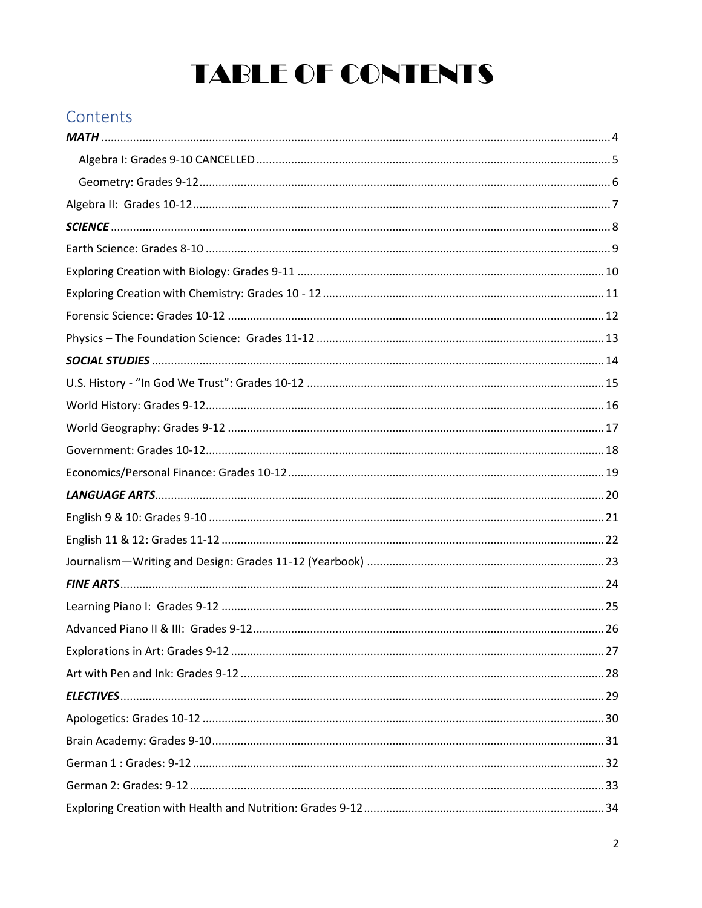# TABLE OF CONTENTS

## Contents

***MATH*** .......... 4

- Algebra I: Grades 9-10 CANCELLED .......... 5
- Geometry: Grades 9-12 .......... 6

Algebra II: Grades 10-12 .......... 7

***SCIENCE*** .......... 8

Earth Science: Grades 8-10 .......... 9

Exploring Creation with Biology: Grades 9-11 .......... 10

Exploring Creation with Chemistry: Grades 10 - 12 .......... 11

Forensic Science: Grades 10-12 .......... 12

Physics – The Foundation Science: Grades 11-12 .......... 13

***SOCIAL STUDIES*** .......... 14

U.S. History - "In God We Trust": Grades 10-12 .......... 15

World History: Grades 9-12 .......... 16

World Geography: Grades 9-12 .......... 17

Government: Grades 10-12 .......... 18

Economics/Personal Finance: Grades 10-12 .......... 19

***LANGUAGE ARTS*** .......... 20

English 9 & 10: Grades 9-10 .......... 21

English 11 & 12**:** Grades 11-12 .......... 22

Journalism—Writing and Design: Grades 11-12 (Yearbook) .......... 23

***FINE ARTS*** .......... 24

Learning Piano I: Grades 9-12 .......... 25

Advanced Piano II & III: Grades 9-12 .......... 26

Explorations in Art: Grades 9-12 .......... 27

Art with Pen and Ink: Grades 9-12 .......... 28

***ELECTIVES*** .......... 29

Apologetics: Grades 10-12 .......... 30

Brain Academy: Grades 9-10 .......... 31

German 1 : Grades: 9-12 .......... 32

German 2: Grades: 9-12 .......... 33

Exploring Creation with Health and Nutrition: Grades 9-12 .......... 34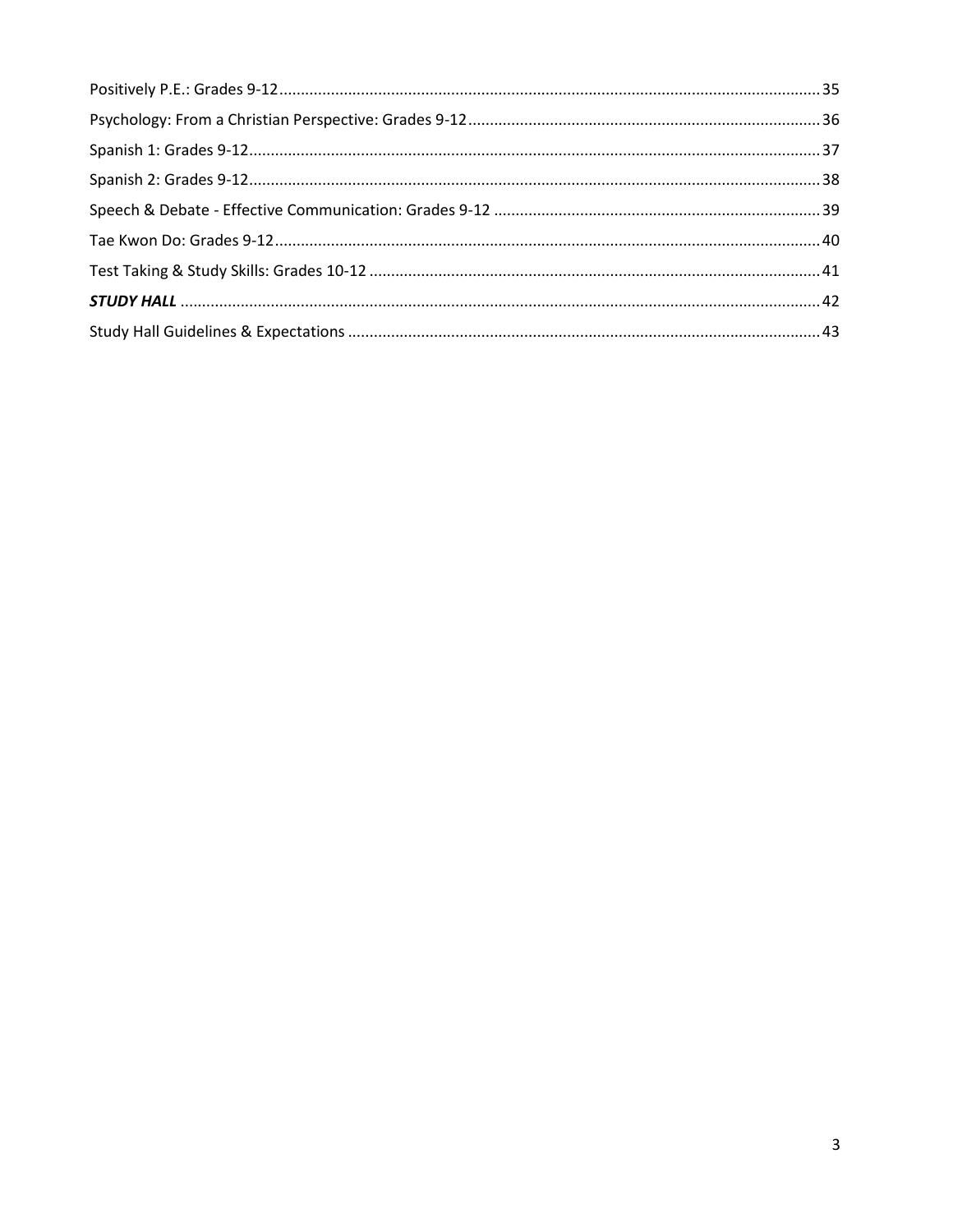Positively P.E.: Grades 9-12 ............................................................ 35
Psychology: From a Christian Perspective: Grades 9-12 ............................................................ 36
Spanish 1: Grades 9-12 ............................................................ 37
Spanish 2: Grades 9-12 ............................................................ 38
Speech & Debate - Effective Communication: Grades 9-12 ............................................................ 39
Tae Kwon Do: Grades 9-12 ............................................................ 40
Test Taking & Study Skills: Grades 10-12 ............................................................ 41
***STUDY HALL*** ............................................................ 42
Study Hall Guidelines & Expectations ............................................................ 43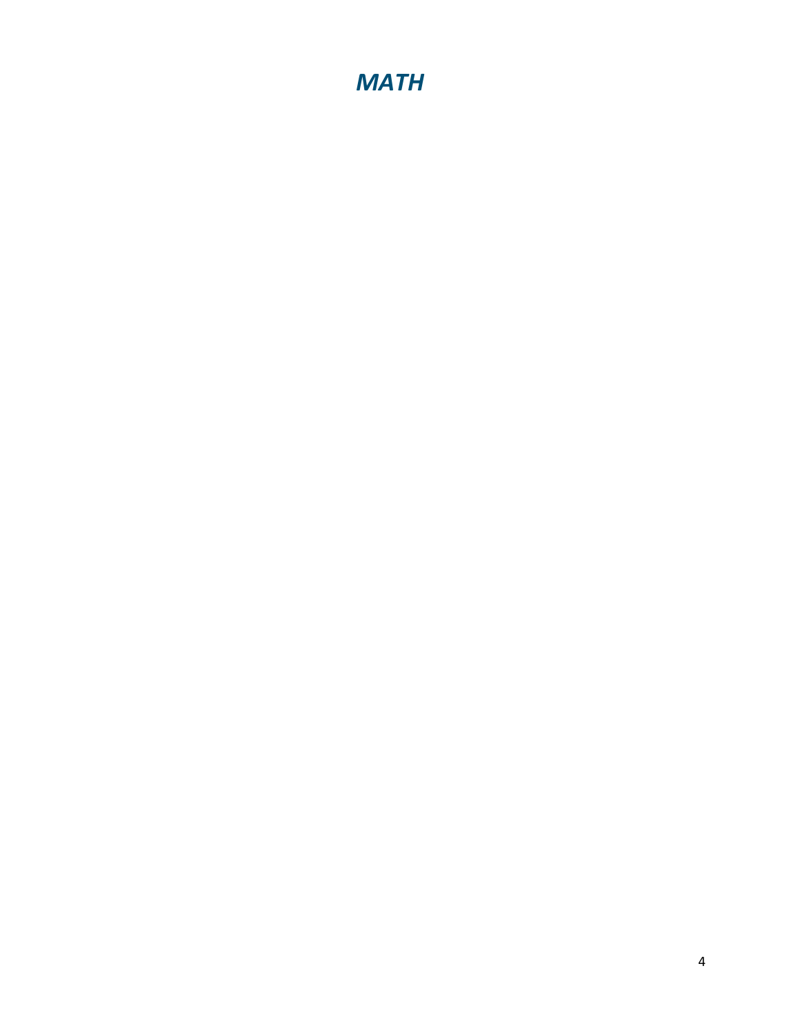# *MATH*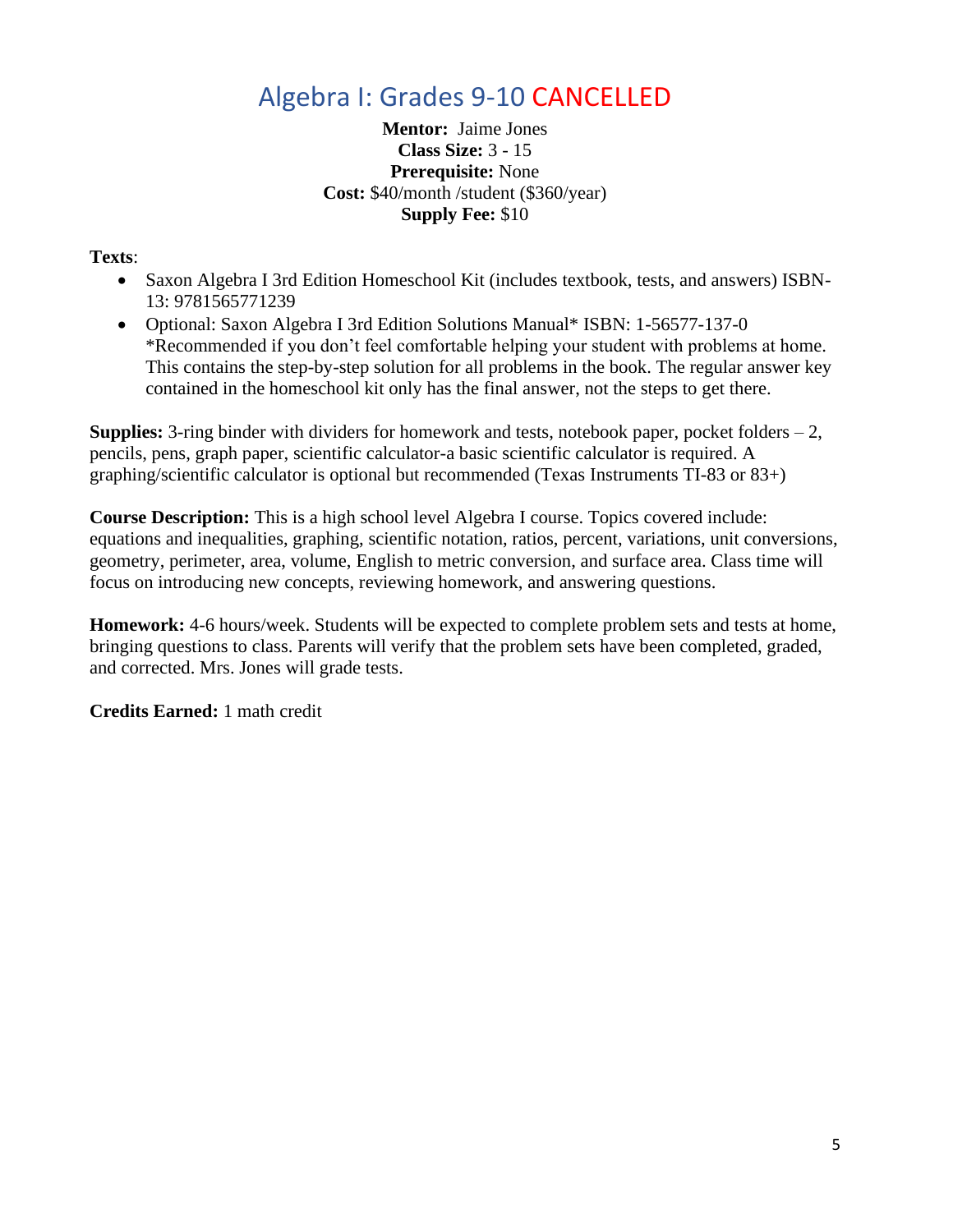# Algebra I: Grades 9-10 CANCELLED

**Mentor:** Jaime Jones
**Class Size:** 3 - 15
**Prerequisite:** None
**Cost:** $40/month /student ($360/year)
**Supply Fee:** $10

**Texts**:

- Saxon Algebra I 3rd Edition Homeschool Kit (includes textbook, tests, and answers) ISBN-13: 9781565771239
- Optional: Saxon Algebra I 3rd Edition Solutions Manual* ISBN: 1-56577-137-0
  *Recommended if you don't feel comfortable helping your student with problems at home. This contains the step-by-step solution for all problems in the book. The regular answer key contained in the homeschool kit only has the final answer, not the steps to get there.

**Supplies:** 3-ring binder with dividers for homework and tests, notebook paper, pocket folders – 2, pencils, pens, graph paper, scientific calculator-a basic scientific calculator is required. A graphing/scientific calculator is optional but recommended (Texas Instruments TI-83 or 83+)

**Course Description:** This is a high school level Algebra I course. Topics covered include: equations and inequalities, graphing, scientific notation, ratios, percent, variations, unit conversions, geometry, perimeter, area, volume, English to metric conversion, and surface area. Class time will focus on introducing new concepts, reviewing homework, and answering questions.

**Homework:** 4-6 hours/week. Students will be expected to complete problem sets and tests at home, bringing questions to class. Parents will verify that the problem sets have been completed, graded, and corrected. Mrs. Jones will grade tests.

**Credits Earned:** 1 math credit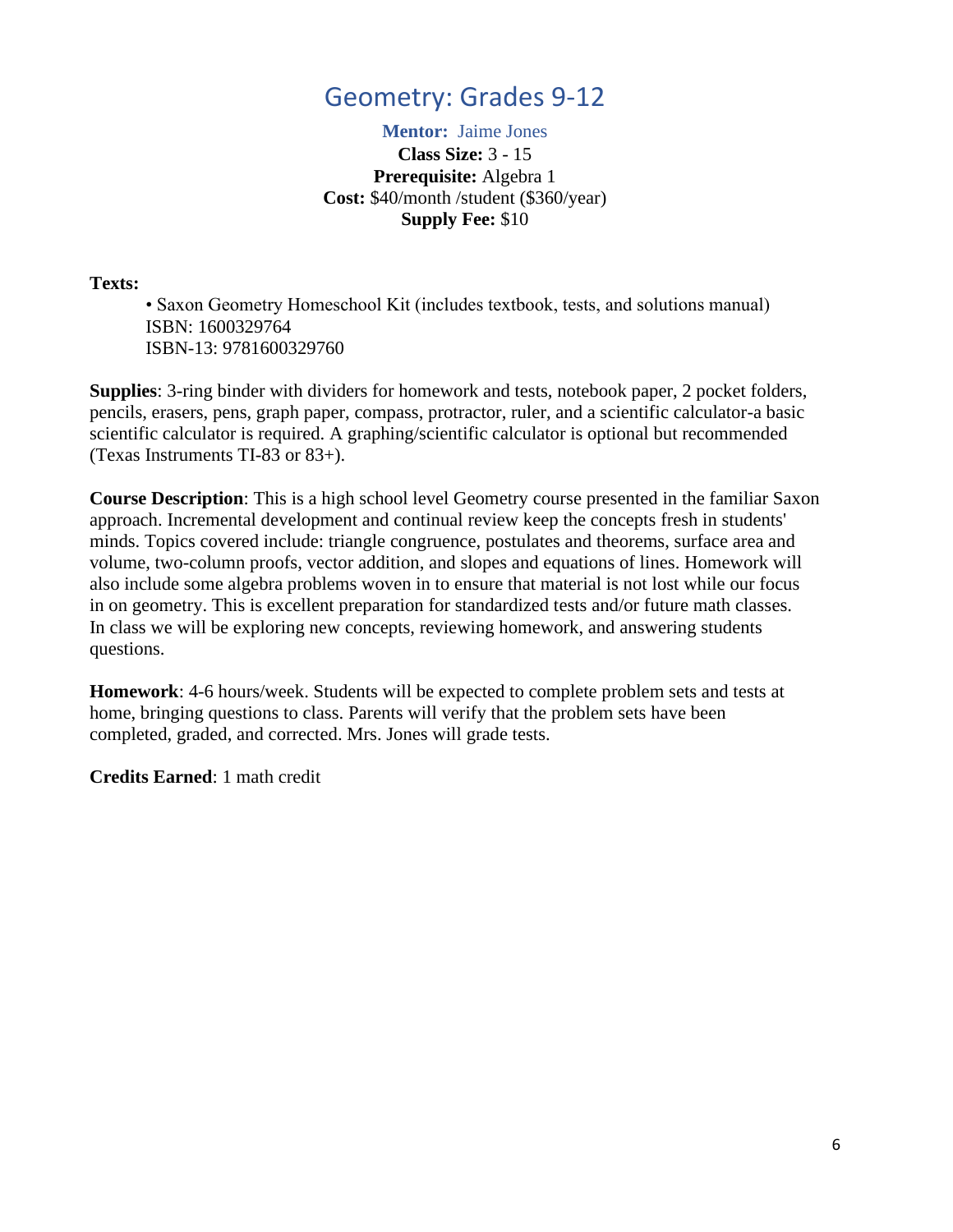# Geometry: Grades 9-12

**Mentor:** Jaime Jones
**Class Size:** 3 - 15
**Prerequisite:** Algebra 1
**Cost:** $40/month /student ($360/year)
**Supply Fee:** $10

**Texts:**

- Saxon Geometry Homeschool Kit (includes textbook, tests, and solutions manual)
  ISBN: 1600329764
  ISBN-13: 9781600329760

**Supplies**: 3-ring binder with dividers for homework and tests, notebook paper, 2 pocket folders, pencils, erasers, pens, graph paper, compass, protractor, ruler, and a scientific calculator-a basic scientific calculator is required. A graphing/scientific calculator is optional but recommended (Texas Instruments TI-83 or 83+).

**Course Description**: This is a high school level Geometry course presented in the familiar Saxon approach. Incremental development and continual review keep the concepts fresh in students' minds. Topics covered include: triangle congruence, postulates and theorems, surface area and volume, two-column proofs, vector addition, and slopes and equations of lines. Homework will also include some algebra problems woven in to ensure that material is not lost while our focus in on geometry. This is excellent preparation for standardized tests and/or future math classes. In class we will be exploring new concepts, reviewing homework, and answering students questions.

**Homework**: 4-6 hours/week. Students will be expected to complete problem sets and tests at home, bringing questions to class. Parents will verify that the problem sets have been completed, graded, and corrected. Mrs. Jones will grade tests.

**Credits Earned**: 1 math credit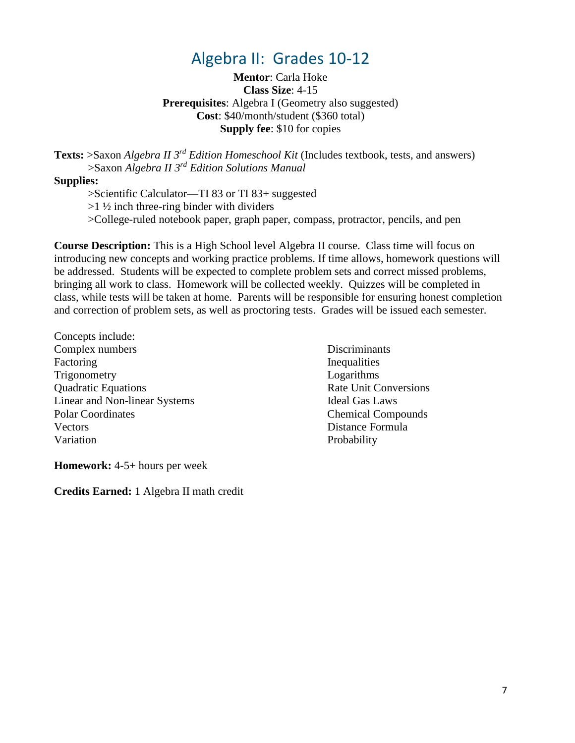# Algebra II: Grades 10-12

**Mentor**: Carla Hoke
**Class Size**: 4-15
**Prerequisites**: Algebra I (Geometry also suggested)
**Cost**: $40/month/student ($360 total)
**Supply fee**: $10 for copies

**Texts:** >Saxon *Algebra II 3rd Edition Homeschool Kit* (Includes textbook, tests, and answers)
>Saxon *Algebra II 3rd Edition Solutions Manual*

**Supplies:**

>Scientific Calculator—TI 83 or TI 83+ suggested
>1 ½ inch three-ring binder with dividers
>College-ruled notebook paper, graph paper, compass, protractor, pencils, and pen

**Course Description:** This is a High School level Algebra II course. Class time will focus on introducing new concepts and working practice problems. If time allows, homework questions will be addressed. Students will be expected to complete problem sets and correct missed problems, bringing all work to class. Homework will be collected weekly. Quizzes will be completed in class, while tests will be taken at home. Parents will be responsible for ensuring honest completion and correction of problem sets, as well as proctoring tests. Grades will be issued each semester.

Concepts include:

Complex numbers
Factoring
Trigonometry
Quadratic Equations
Linear and Non-linear Systems
Polar Coordinates
Vectors
Variation
Discriminants
Inequalities
Logarithms
Rate Unit Conversions
Ideal Gas Laws
Chemical Compounds
Distance Formula
Probability

**Homework:** 4-5+ hours per week

**Credits Earned:** 1 Algebra II math credit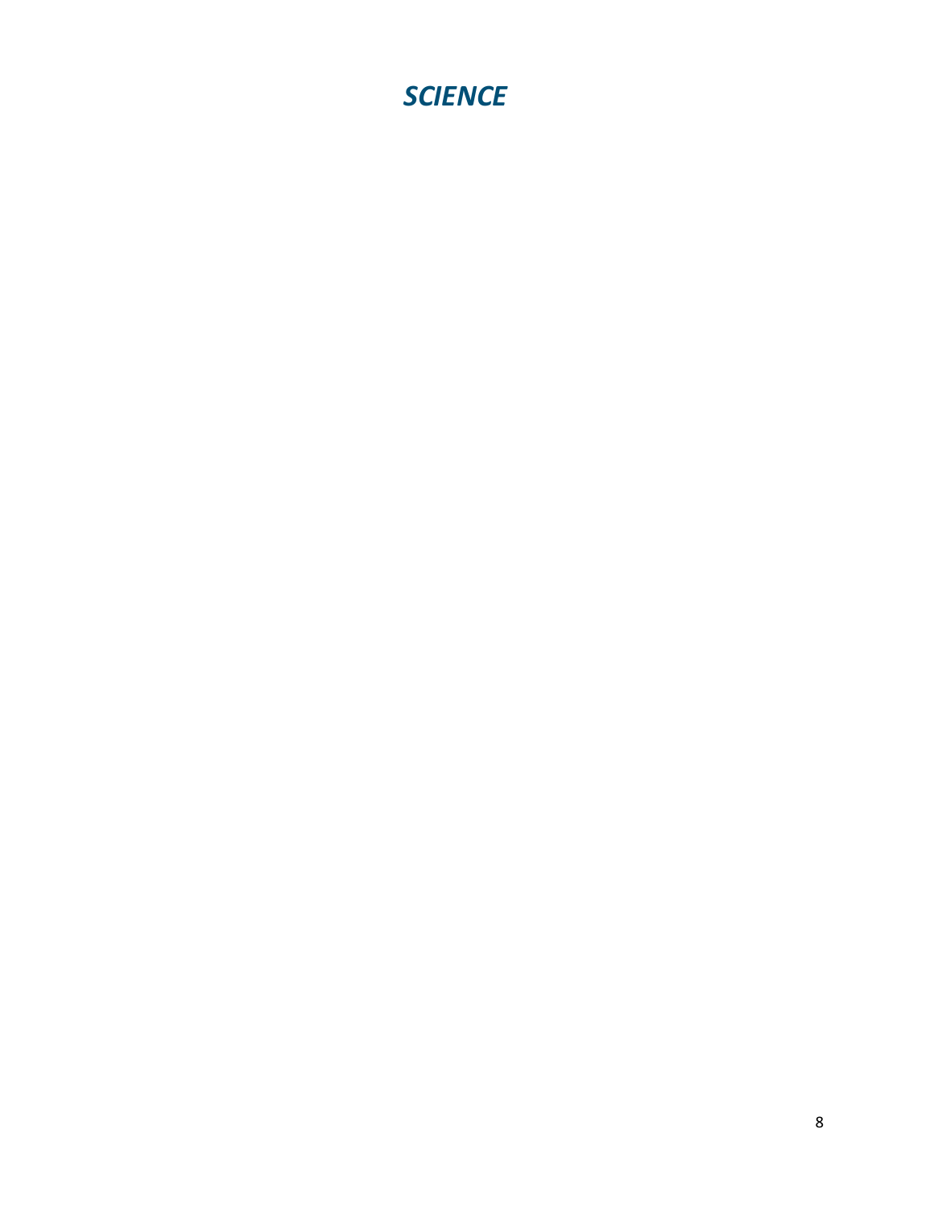# ***SCIENCE***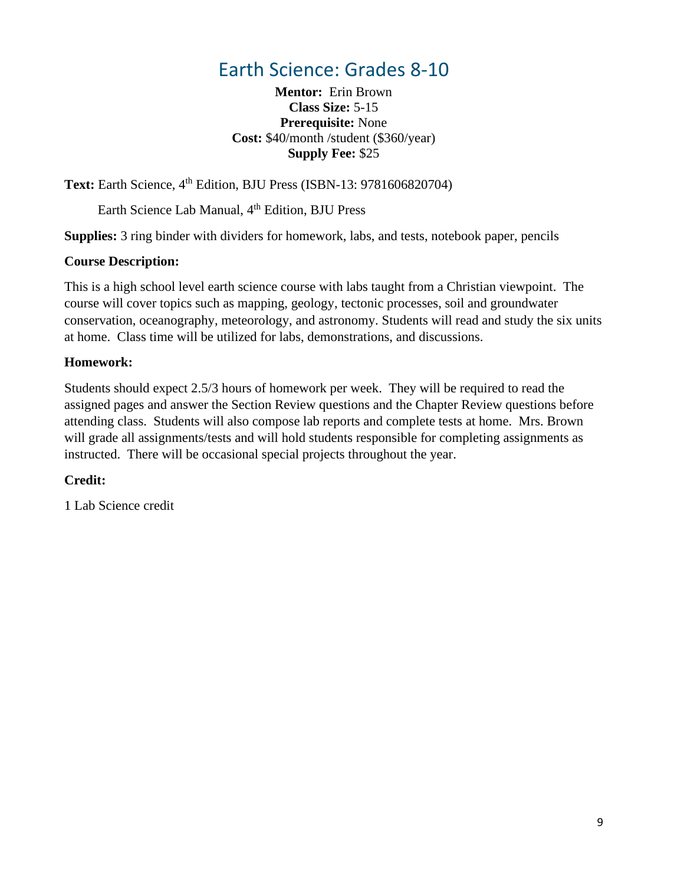# Earth Science: Grades 8-10

**Mentor:** Erin Brown
**Class Size:** 5-15
**Prerequisite:** None
**Cost:** $40/month /student ($360/year)
**Supply Fee:** $25

**Text:** Earth Science, 4th Edition, BJU Press (ISBN-13: 9781606820704)

Earth Science Lab Manual, 4th Edition, BJU Press

**Supplies:** 3 ring binder with dividers for homework, labs, and tests, notebook paper, pencils

**Course Description:**

This is a high school level earth science course with labs taught from a Christian viewpoint. The course will cover topics such as mapping, geology, tectonic processes, soil and groundwater conservation, oceanography, meteorology, and astronomy. Students will read and study the six units at home. Class time will be utilized for labs, demonstrations, and discussions.

**Homework:**

Students should expect 2.5/3 hours of homework per week. They will be required to read the assigned pages and answer the Section Review questions and the Chapter Review questions before attending class. Students will also compose lab reports and complete tests at home. Mrs. Brown will grade all assignments/tests and will hold students responsible for completing assignments as instructed. There will be occasional special projects throughout the year.

**Credit:**

1 Lab Science credit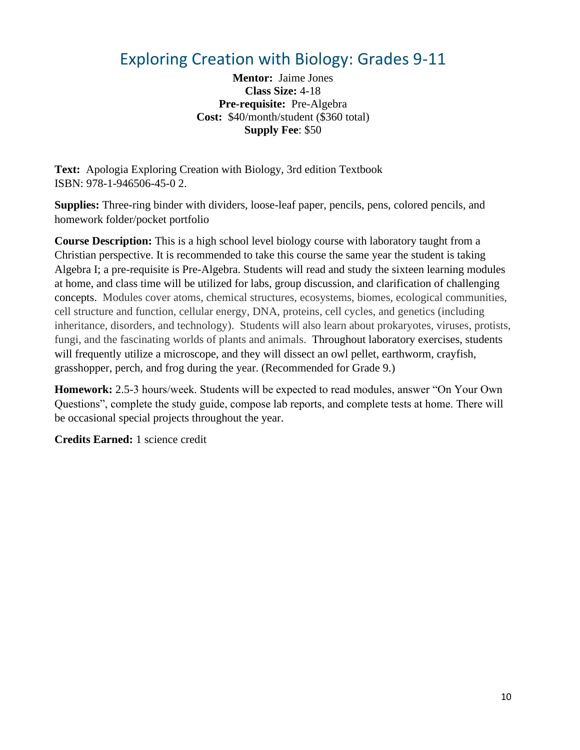# Exploring Creation with Biology: Grades 9-11

**Mentor:** Jaime Jones
**Class Size:** 4-18
**Pre-requisite:** Pre-Algebra
**Cost:** $40/month/student ($360 total)
**Supply Fee**: $50

**Text:** Apologia Exploring Creation with Biology, 3rd edition Textbook
ISBN: 978-1-946506-45-0 2.

**Supplies:** Three-ring binder with dividers, loose-leaf paper, pencils, pens, colored pencils, and homework folder/pocket portfolio

**Course Description:** This is a high school level biology course with laboratory taught from a Christian perspective. It is recommended to take this course the same year the student is taking Algebra I; a pre-requisite is Pre-Algebra. Students will read and study the sixteen learning modules at home, and class time will be utilized for labs, group discussion, and clarification of challenging concepts. Modules cover atoms, chemical structures, ecosystems, biomes, ecological communities, cell structure and function, cellular energy, DNA, proteins, cell cycles, and genetics (including inheritance, disorders, and technology). Students will also learn about prokaryotes, viruses, protists, fungi, and the fascinating worlds of plants and animals. Throughout laboratory exercises, students will frequently utilize a microscope, and they will dissect an owl pellet, earthworm, crayfish, grasshopper, perch, and frog during the year. (Recommended for Grade 9.)

**Homework:** 2.5-3 hours/week. Students will be expected to read modules, answer "On Your Own Questions", complete the study guide, compose lab reports, and complete tests at home. There will be occasional special projects throughout the year.

**Credits Earned:** 1 science credit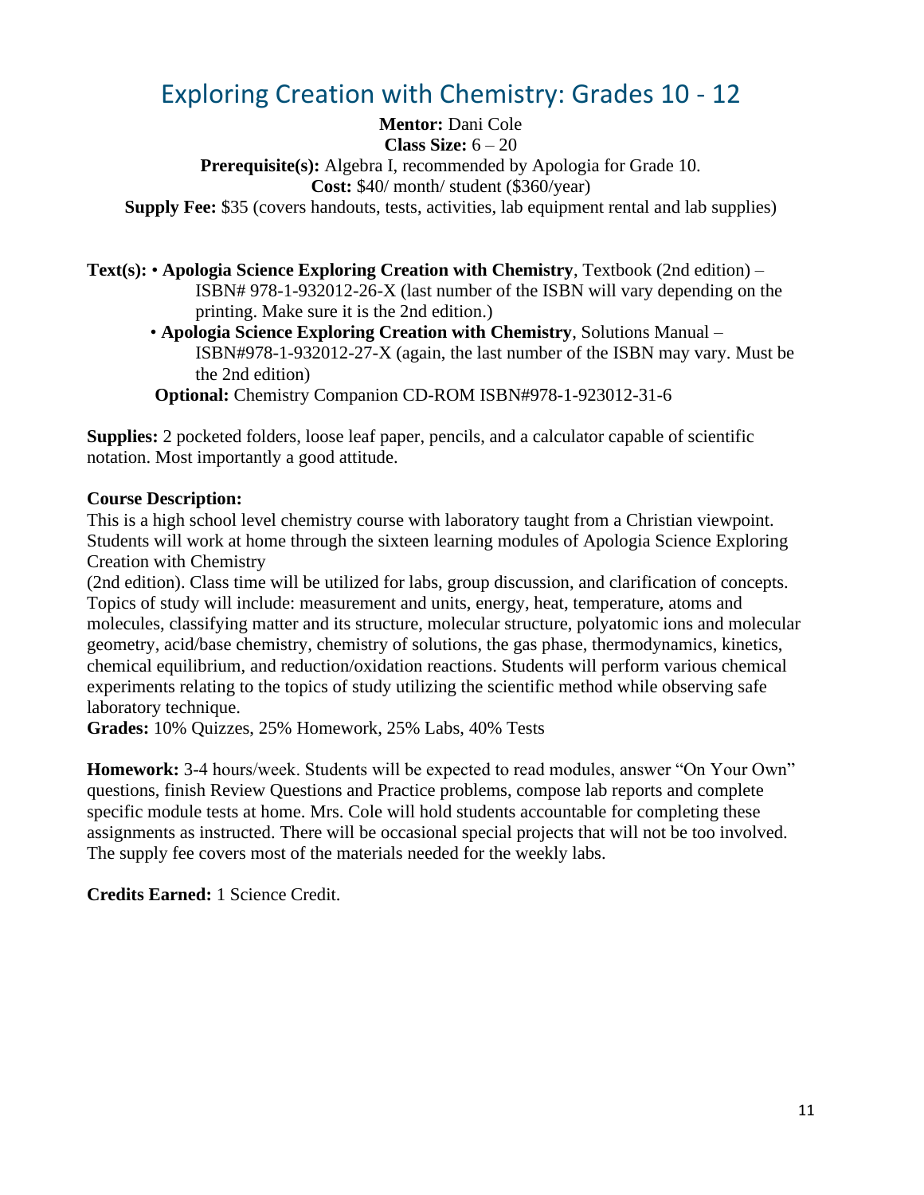# Exploring Creation with Chemistry: Grades 10 - 12

**Mentor:** Dani Cole
**Class Size:** 6 – 20
**Prerequisite(s):** Algebra I, recommended by Apologia for Grade 10.
**Cost:** $40/ month/ student ($360/year)
**Supply Fee:** $35 (covers handouts, tests, activities, lab equipment rental and lab supplies)

**Text(s):**
- **Apologia Science Exploring Creation with Chemistry**, Textbook (2nd edition) – ISBN# 978-1-932012-26-X (last number of the ISBN will vary depending on the printing. Make sure it is the 2nd edition.)
- **Apologia Science Exploring Creation with Chemistry**, Solutions Manual – ISBN#978-1-932012-27-X (again, the last number of the ISBN may vary. Must be the 2nd edition)

**Optional:** Chemistry Companion CD-ROM ISBN#978-1-923012-31-6

**Supplies:** 2 pocketed folders, loose leaf paper, pencils, and a calculator capable of scientific notation. Most importantly a good attitude.

**Course Description:**
This is a high school level chemistry course with laboratory taught from a Christian viewpoint. Students will work at home through the sixteen learning modules of Apologia Science Exploring Creation with Chemistry
(2nd edition). Class time will be utilized for labs, group discussion, and clarification of concepts. Topics of study will include: measurement and units, energy, heat, temperature, atoms and molecules, classifying matter and its structure, molecular structure, polyatomic ions and molecular geometry, acid/base chemistry, chemistry of solutions, the gas phase, thermodynamics, kinetics, chemical equilibrium, and reduction/oxidation reactions. Students will perform various chemical experiments relating to the topics of study utilizing the scientific method while observing safe laboratory technique.
**Grades:** 10% Quizzes, 25% Homework, 25% Labs, 40% Tests

**Homework:** 3-4 hours/week. Students will be expected to read modules, answer "On Your Own" questions, finish Review Questions and Practice problems, compose lab reports and complete specific module tests at home. Mrs. Cole will hold students accountable for completing these assignments as instructed. There will be occasional special projects that will not be too involved. The supply fee covers most of the materials needed for the weekly labs.

**Credits Earned:** 1 Science Credit.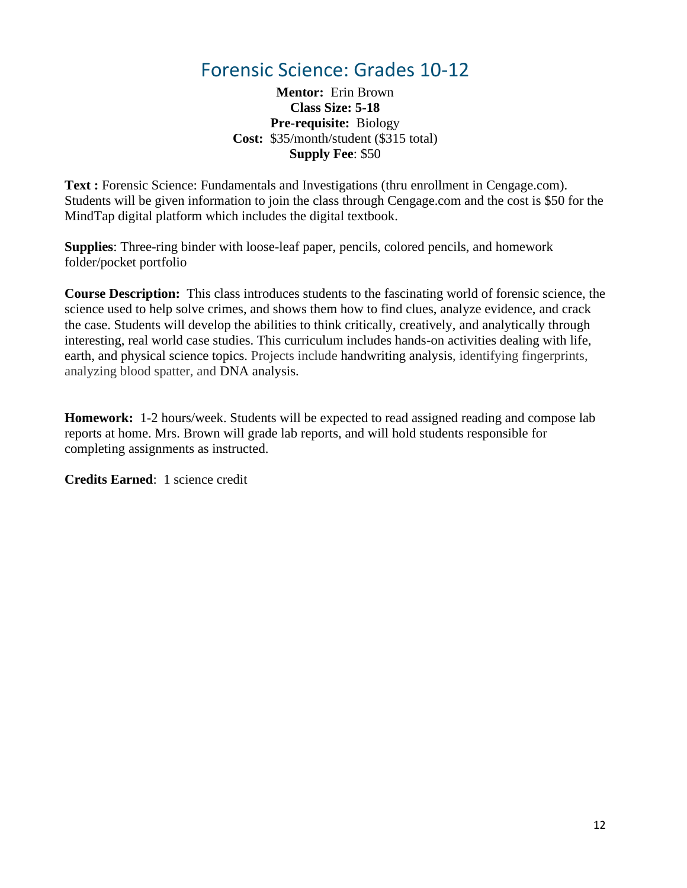# Forensic Science: Grades 10-12

**Mentor:** Erin Brown
**Class Size: 5-18**
**Pre-requisite:** Biology
**Cost:** $35/month/student ($315 total)
**Supply Fee**: $50

**Text :** Forensic Science: Fundamentals and Investigations (thru enrollment in Cengage.com). Students will be given information to join the class through Cengage.com and the cost is $50 for the MindTap digital platform which includes the digital textbook.

**Supplies**: Three-ring binder with loose-leaf paper, pencils, colored pencils, and homework folder/pocket portfolio

**Course Description:** This class introduces students to the fascinating world of forensic science, the science used to help solve crimes, and shows them how to find clues, analyze evidence, and crack the case. Students will develop the abilities to think critically, creatively, and analytically through interesting, real world case studies. This curriculum includes hands-on activities dealing with life, earth, and physical science topics. Projects include handwriting analysis, identifying fingerprints, analyzing blood spatter, and DNA analysis.

**Homework:** 1-2 hours/week. Students will be expected to read assigned reading and compose lab reports at home. Mrs. Brown will grade lab reports, and will hold students responsible for completing assignments as instructed.

**Credits Earned**: 1 science credit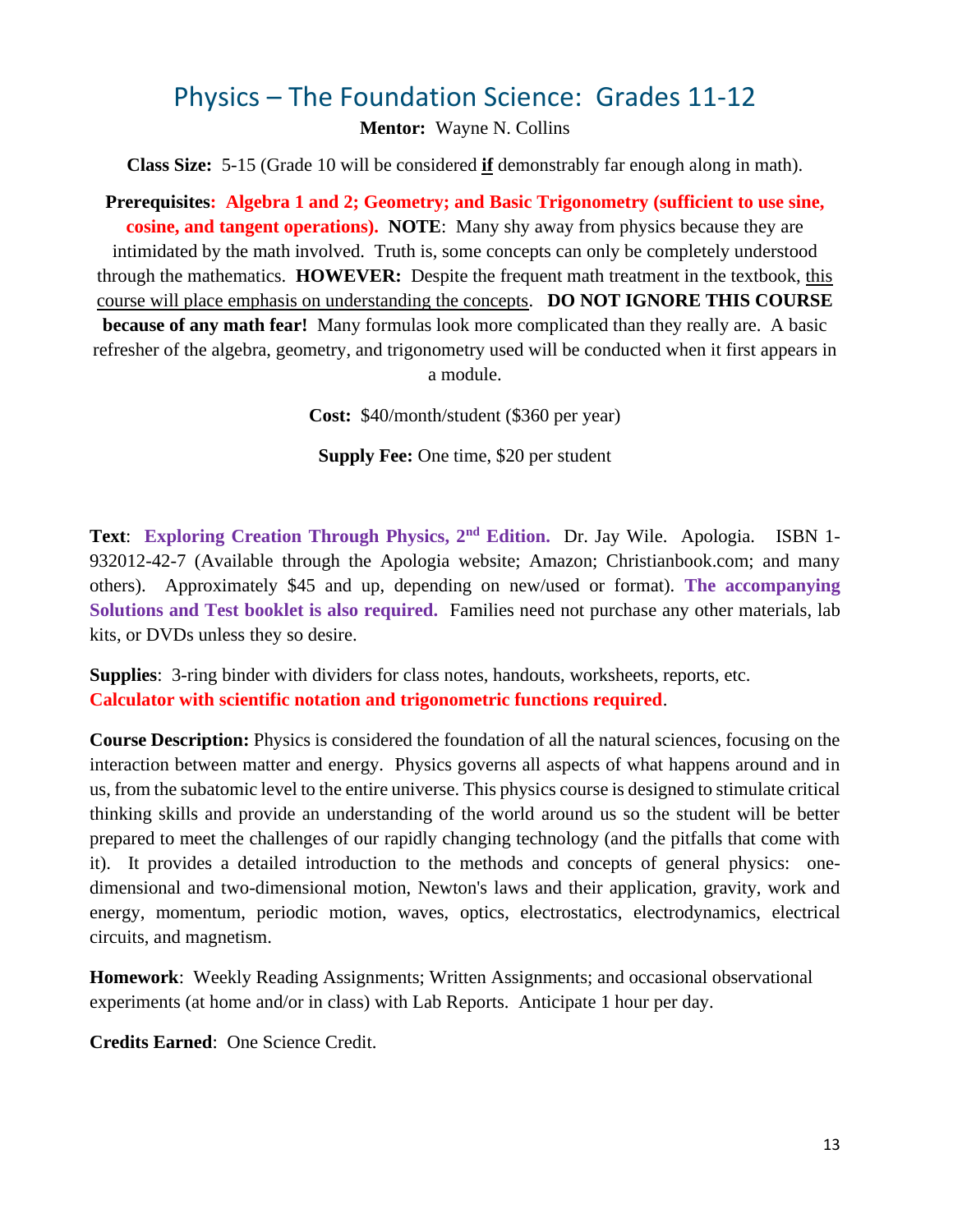# Physics – The Foundation Science: Grades 11-12

**Mentor:** Wayne N. Collins

**Class Size:** 5-15 (Grade 10 will be considered **if** demonstrably far enough along in math).

**Prerequisites: Algebra 1 and 2; Geometry; and Basic Trigonometry (sufficient to use sine, cosine, and tangent operations). NOTE**: Many shy away from physics because they are intimidated by the math involved. Truth is, some concepts can only be completely understood through the mathematics. **HOWEVER:** Despite the frequent math treatment in the textbook, this course will place emphasis on understanding the concepts. **DO NOT IGNORE THIS COURSE because of any math fear!** Many formulas look more complicated than they really are. A basic refresher of the algebra, geometry, and trigonometry used will be conducted when it first appears in a module.

**Cost:** $40/month/student ($360 per year)

**Supply Fee:** One time, $20 per student

**Text**: **Exploring Creation Through Physics, 2nd Edition.** Dr. Jay Wile. Apologia. ISBN 1-932012-42-7 (Available through the Apologia website; Amazon; Christianbook.com; and many others). Approximately $45 and up, depending on new/used or format). **The accompanying Solutions and Test booklet is also required.** Families need not purchase any other materials, lab kits, or DVDs unless they so desire.

**Supplies**: 3-ring binder with dividers for class notes, handouts, worksheets, reports, etc.
**Calculator with scientific notation and trigonometric functions required**.

**Course Description:** Physics is considered the foundation of all the natural sciences, focusing on the interaction between matter and energy. Physics governs all aspects of what happens around and in us, from the subatomic level to the entire universe. This physics course is designed to stimulate critical thinking skills and provide an understanding of the world around us so the student will be better prepared to meet the challenges of our rapidly changing technology (and the pitfalls that come with it). It provides a detailed introduction to the methods and concepts of general physics: one-dimensional and two-dimensional motion, Newton's laws and their application, gravity, work and energy, momentum, periodic motion, waves, optics, electrostatics, electrodynamics, electrical circuits, and magnetism.

**Homework**: Weekly Reading Assignments; Written Assignments; and occasional observational experiments (at home and/or in class) with Lab Reports. Anticipate 1 hour per day.

**Credits Earned**: One Science Credit.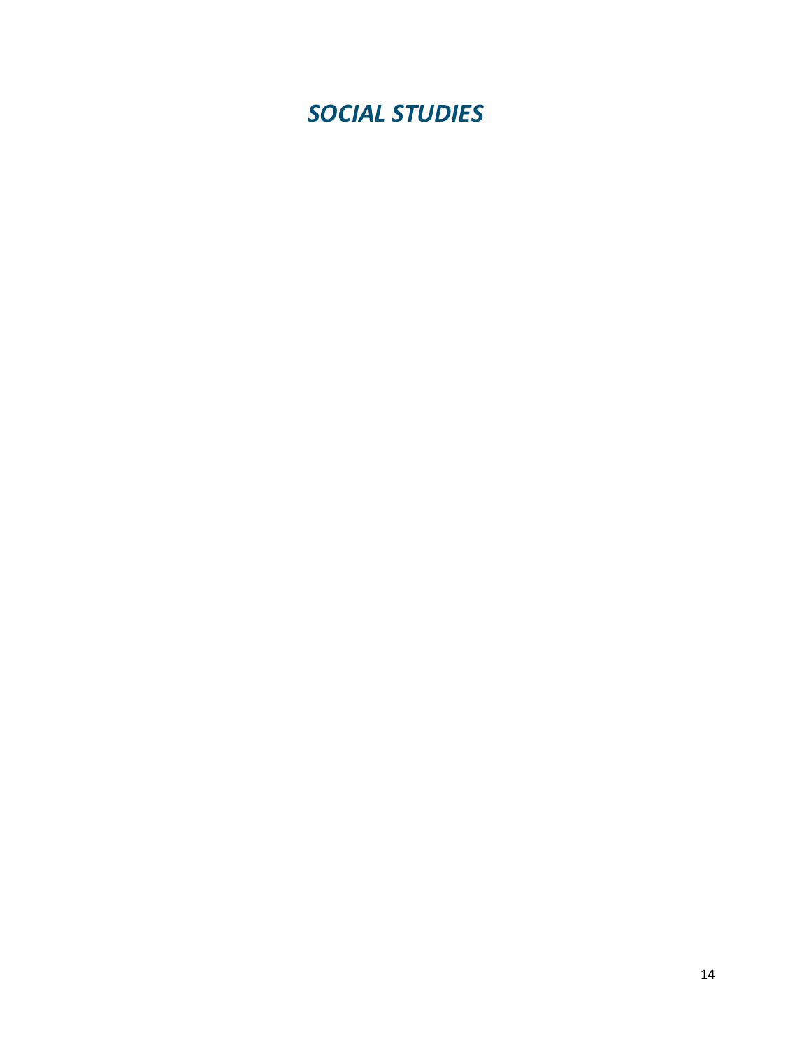# *SOCIAL STUDIES*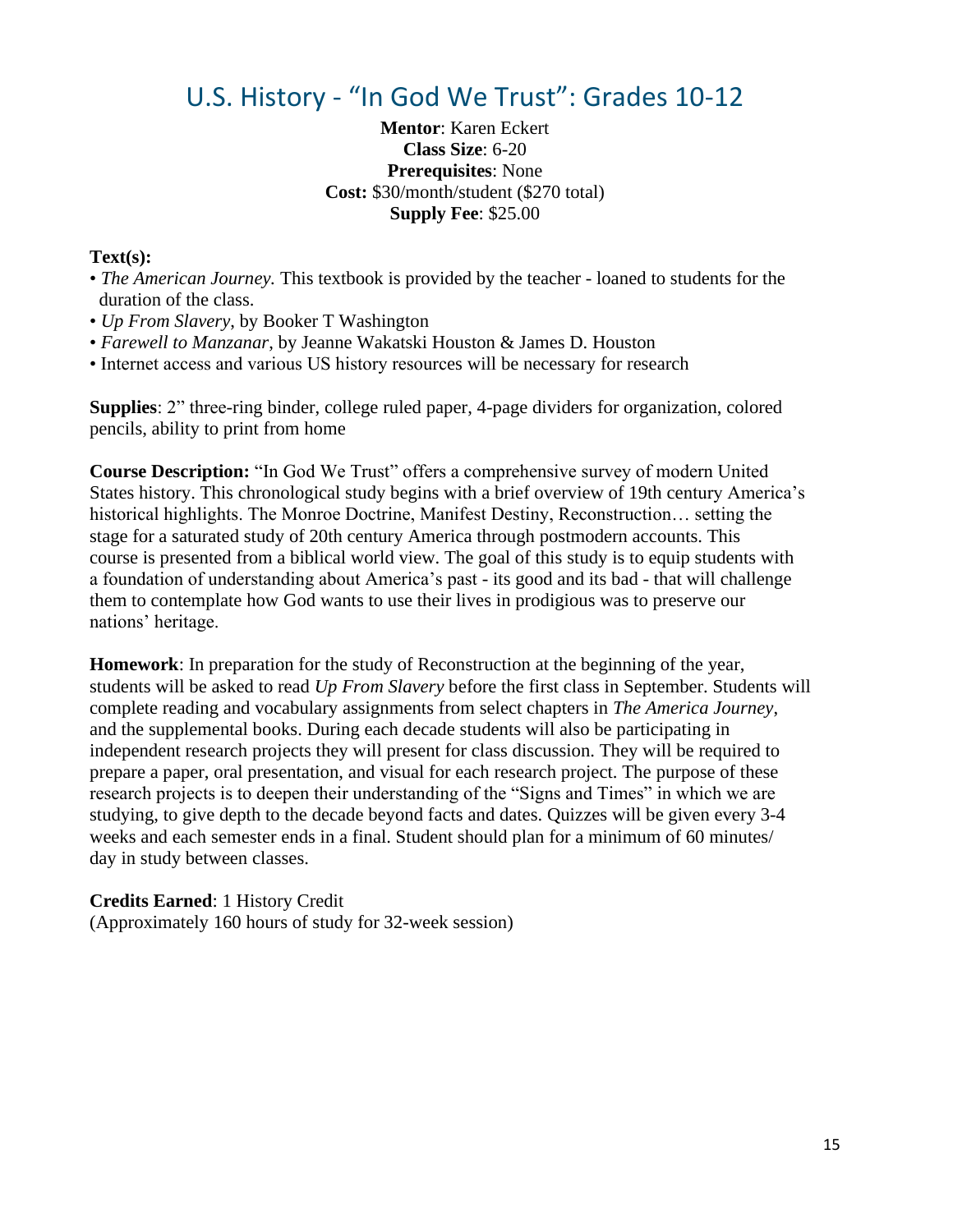# U.S. History - "In God We Trust": Grades 10-12

**Mentor**: Karen Eckert
**Class Size**: 6-20
**Prerequisites**: None
**Cost:** $30/month/student ($270 total)
**Supply Fee**: $25.00

**Text(s):**

- *The American Journey.* This textbook is provided by the teacher - loaned to students for the duration of the class.
- *Up From Slavery*, by Booker T Washington
- *Farewell to Manzanar*, by Jeanne Wakatski Houston & James D. Houston
- Internet access and various US history resources will be necessary for research

**Supplies**: 2" three-ring binder, college ruled paper, 4-page dividers for organization, colored pencils, ability to print from home

**Course Description:** "In God We Trust" offers a comprehensive survey of modern United States history. This chronological study begins with a brief overview of 19th century America's historical highlights. The Monroe Doctrine, Manifest Destiny, Reconstruction… setting the stage for a saturated study of 20th century America through postmodern accounts. This course is presented from a biblical world view. The goal of this study is to equip students with a foundation of understanding about America's past - its good and its bad - that will challenge them to contemplate how God wants to use their lives in prodigious was to preserve our nations' heritage.

**Homework**: In preparation for the study of Reconstruction at the beginning of the year, students will be asked to read *Up From Slavery* before the first class in September. Students will complete reading and vocabulary assignments from select chapters in *The America Journey*, and the supplemental books. During each decade students will also be participating in independent research projects they will present for class discussion. They will be required to prepare a paper, oral presentation, and visual for each research project. The purpose of these research projects is to deepen their understanding of the "Signs and Times" in which we are studying, to give depth to the decade beyond facts and dates. Quizzes will be given every 3-4 weeks and each semester ends in a final. Student should plan for a minimum of 60 minutes/ day in study between classes.

**Credits Earned**: 1 History Credit
(Approximately 160 hours of study for 32-week session)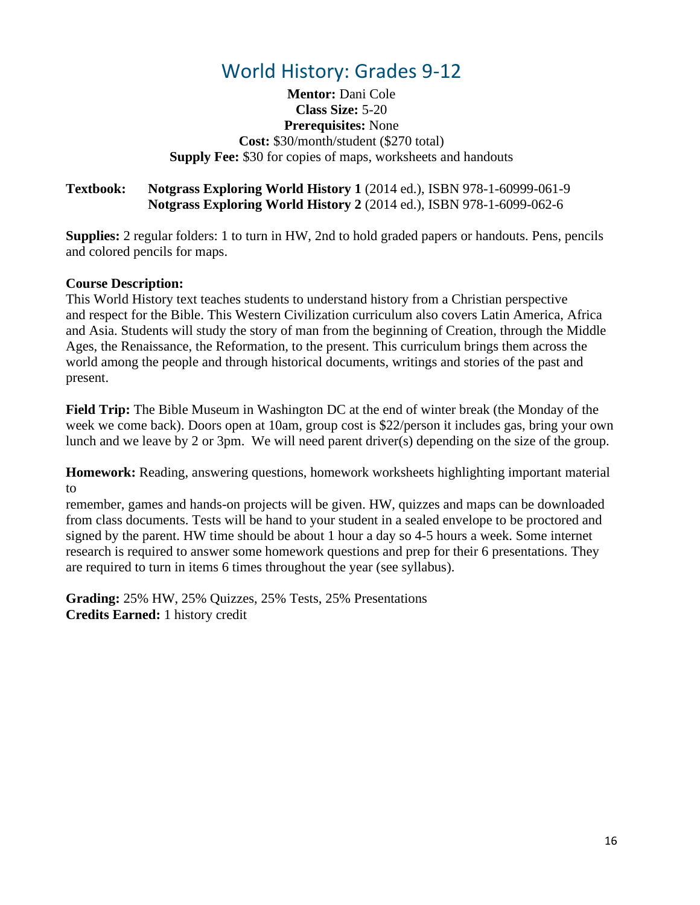# World History: Grades 9-12

**Mentor:** Dani Cole
**Class Size:** 5-20
**Prerequisites:** None
**Cost:** $30/month/student ($270 total)
**Supply Fee:** $30 for copies of maps, worksheets and handouts

**Textbook:** **Notgrass Exploring World History 1** (2014 ed.), ISBN 978-1-60999-061-9
**Notgrass Exploring World History 2** (2014 ed.), ISBN 978-1-6099-062-6

**Supplies:** 2 regular folders: 1 to turn in HW, 2nd to hold graded papers or handouts. Pens, pencils and colored pencils for maps.

**Course Description:**
This World History text teaches students to understand history from a Christian perspective and respect for the Bible. This Western Civilization curriculum also covers Latin America, Africa and Asia. Students will study the story of man from the beginning of Creation, through the Middle Ages, the Renaissance, the Reformation, to the present. This curriculum brings them across the world among the people and through historical documents, writings and stories of the past and present.

**Field Trip:** The Bible Museum in Washington DC at the end of winter break (the Monday of the week we come back). Doors open at 10am, group cost is $22/person it includes gas, bring your own lunch and we leave by 2 or 3pm. We will need parent driver(s) depending on the size of the group.

**Homework:** Reading, answering questions, homework worksheets highlighting important material to
remember, games and hands-on projects will be given. HW, quizzes and maps can be downloaded from class documents. Tests will be hand to your student in a sealed envelope to be proctored and signed by the parent. HW time should be about 1 hour a day so 4-5 hours a week. Some internet research is required to answer some homework questions and prep for their 6 presentations. They are required to turn in items 6 times throughout the year (see syllabus).

**Grading:** 25% HW, 25% Quizzes, 25% Tests, 25% Presentations
**Credits Earned:** 1 history credit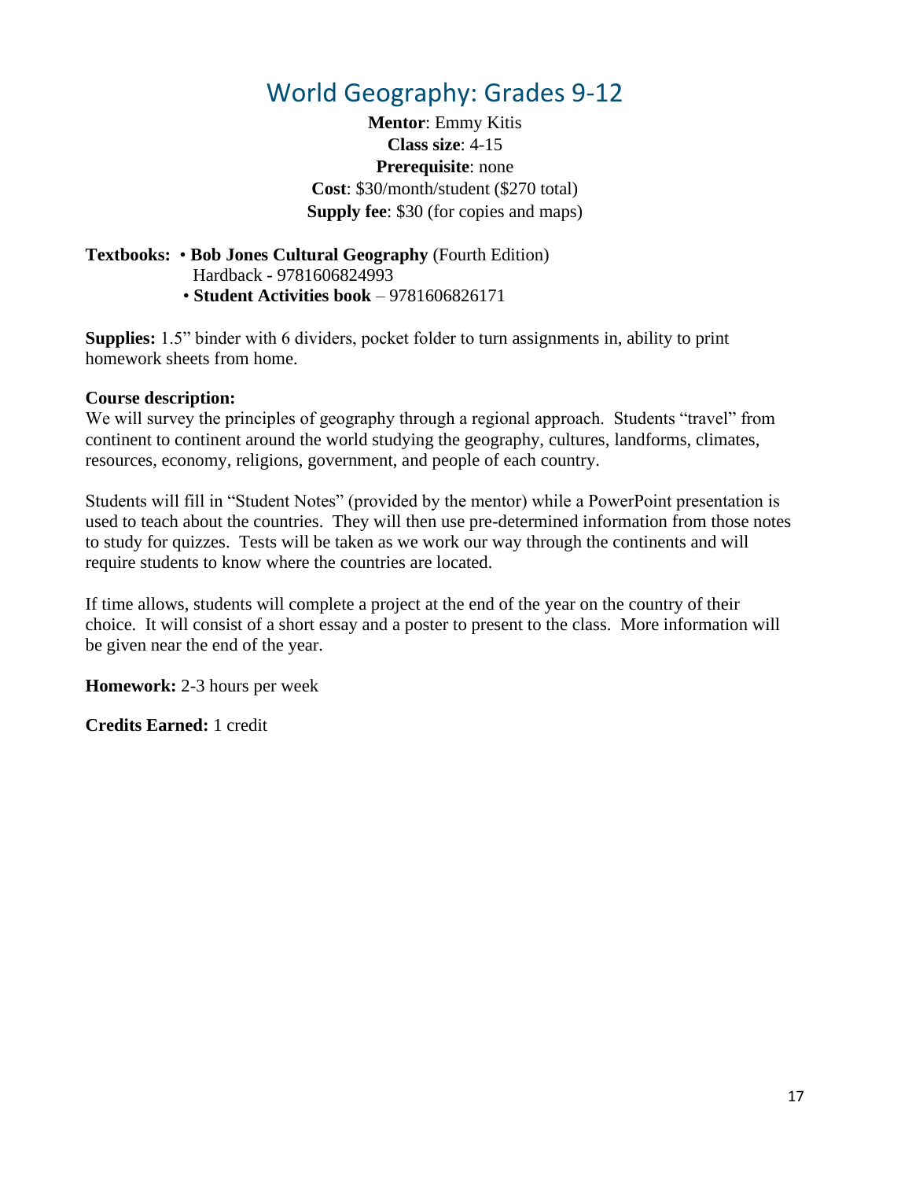# World Geography: Grades 9-12

**Mentor**: Emmy Kitis
**Class size**: 4-15
**Prerequisite**: none
**Cost**: $30/month/student ($270 total)
**Supply fee**: $30 (for copies and maps)

**Textbooks:**
- **Bob Jones Cultural Geography** (Fourth Edition) Hardback - 9781606824993
- **Student Activities book** – 9781606826171

**Supplies:** 1.5" binder with 6 dividers, pocket folder to turn assignments in, ability to print homework sheets from home.

**Course description:**
We will survey the principles of geography through a regional approach. Students "travel" from continent to continent around the world studying the geography, cultures, landforms, climates, resources, economy, religions, government, and people of each country.

Students will fill in "Student Notes" (provided by the mentor) while a PowerPoint presentation is used to teach about the countries. They will then use pre-determined information from those notes to study for quizzes. Tests will be taken as we work our way through the continents and will require students to know where the countries are located.

If time allows, students will complete a project at the end of the year on the country of their choice. It will consist of a short essay and a poster to present to the class. More information will be given near the end of the year.

**Homework:** 2-3 hours per week

**Credits Earned:** 1 credit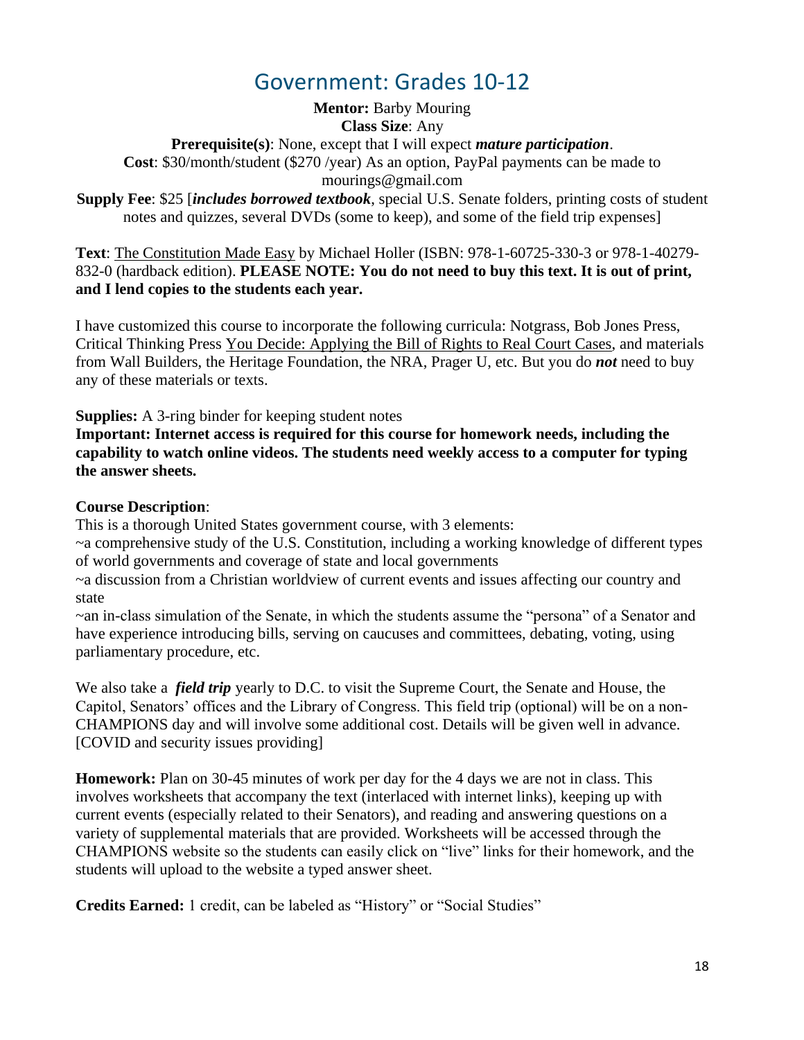# Government: Grades 10-12

**Mentor:** Barby Mouring
**Class Size**: Any
**Prerequisite(s)**: None, except that I will expect ***mature participation***.
**Cost**: $30/month/student ($270 /year) As an option, PayPal payments can be made to mourings@gmail.com
**Supply Fee**: $25 [***includes borrowed textbook***, special U.S. Senate folders, printing costs of student notes and quizzes, several DVDs (some to keep), and some of the field trip expenses]

**Text**: The Constitution Made Easy by Michael Holler (ISBN: 978-1-60725-330-3 or 978-1-40279-832-0 (hardback edition). **PLEASE NOTE: You do not need to buy this text. It is out of print, and I lend copies to the students each year.**

I have customized this course to incorporate the following curricula: Notgrass, Bob Jones Press, Critical Thinking Press You Decide: Applying the Bill of Rights to Real Court Cases, and materials from Wall Builders, the Heritage Foundation, the NRA, Prager U, etc. But you do ***not*** need to buy any of these materials or texts.

**Supplies:** A 3-ring binder for keeping student notes
**Important: Internet access is required for this course for homework needs, including the capability to watch online videos. The students need weekly access to a computer for typing the answer sheets.**

**Course Description**:
This is a thorough United States government course, with 3 elements:
~a comprehensive study of the U.S. Constitution, including a working knowledge of different types of world governments and coverage of state and local governments
~a discussion from a Christian worldview of current events and issues affecting our country and state
~an in-class simulation of the Senate, in which the students assume the "persona" of a Senator and have experience introducing bills, serving on caucuses and committees, debating, voting, using parliamentary procedure, etc.

We also take a ***field trip*** yearly to D.C. to visit the Supreme Court, the Senate and House, the Capitol, Senators' offices and the Library of Congress. This field trip (optional) will be on a non-CHAMPIONS day and will involve some additional cost. Details will be given well in advance. [COVID and security issues providing]

**Homework:** Plan on 30-45 minutes of work per day for the 4 days we are not in class. This involves worksheets that accompany the text (interlaced with internet links), keeping up with current events (especially related to their Senators), and reading and answering questions on a variety of supplemental materials that are provided. Worksheets will be accessed through the CHAMPIONS website so the students can easily click on "live" links for their homework, and the students will upload to the website a typed answer sheet.

**Credits Earned:** 1 credit, can be labeled as "History" or "Social Studies"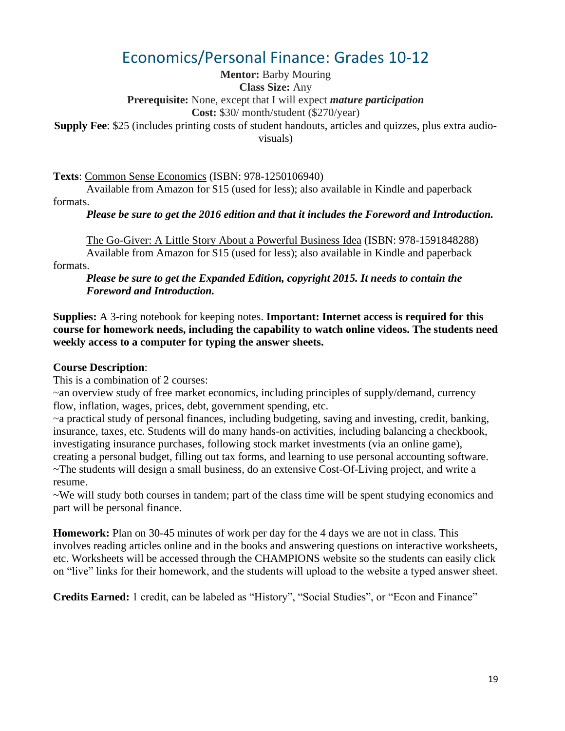# Economics/Personal Finance: Grades 10-12

**Mentor:** Barby Mouring
**Class Size:** Any
**Prerequisite:** None, except that I will expect ***mature participation***
**Cost:** $30/ month/student ($270/year)
**Supply Fee**: $25 (includes printing costs of student handouts, articles and quizzes, plus extra audio-visuals)

**Texts**: Common Sense Economics (ISBN: 978-1250106940)

Available from Amazon for $15 (used for less); also available in Kindle and paperback formats.

***Please be sure to get the 2016 edition and that it includes the Foreword and Introduction.***

The Go-Giver: A Little Story About a Powerful Business Idea (ISBN: 978-1591848288)

Available from Amazon for $15 (used for less); also available in Kindle and paperback formats.

***Please be sure to get the Expanded Edition, copyright 2015. It needs to contain the Foreword and Introduction.***

**Supplies:** A 3-ring notebook for keeping notes. **Important: Internet access is required for this course for homework needs, including the capability to watch online videos. The students need weekly access to a computer for typing the answer sheets.**

**Course Description**:

This is a combination of 2 courses:

~an overview study of free market economics, including principles of supply/demand, currency flow, inflation, wages, prices, debt, government spending, etc.

~a practical study of personal finances, including budgeting, saving and investing, credit, banking, insurance, taxes, etc. Students will do many hands-on activities, including balancing a checkbook, investigating insurance purchases, following stock market investments (via an online game), creating a personal budget, filling out tax forms, and learning to use personal accounting software.

~The students will design a small business, do an extensive Cost-Of-Living project, and write a resume.

~We will study both courses in tandem; part of the class time will be spent studying economics and part will be personal finance.

**Homework:** Plan on 30-45 minutes of work per day for the 4 days we are not in class. This involves reading articles online and in the books and answering questions on interactive worksheets, etc. Worksheets will be accessed through the CHAMPIONS website so the students can easily click on "live" links for their homework, and the students will upload to the website a typed answer sheet.

**Credits Earned:** 1 credit, can be labeled as "History", "Social Studies", or "Econ and Finance"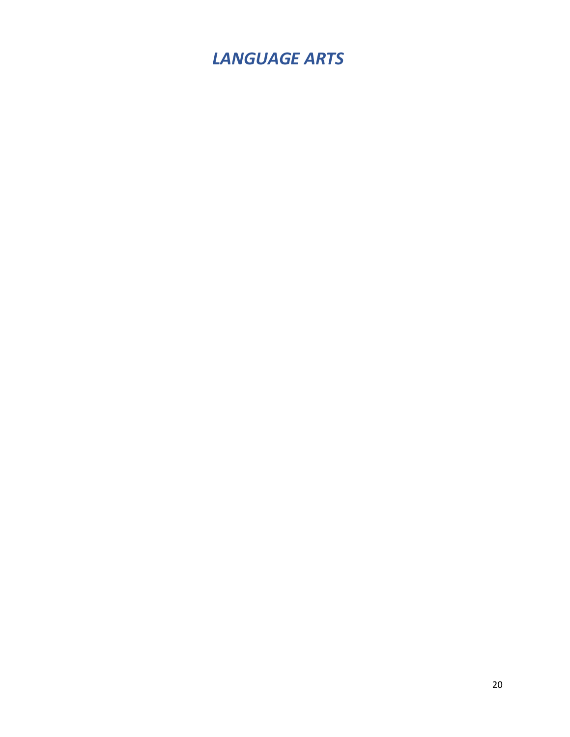# *LANGUAGE ARTS*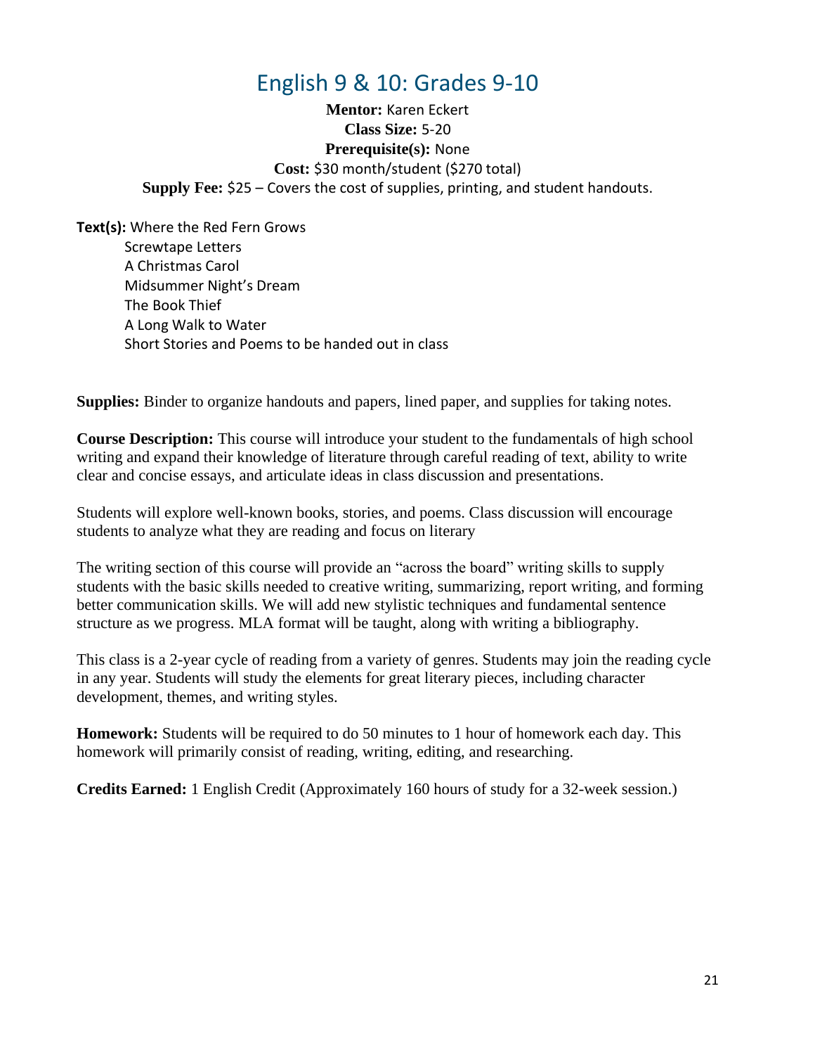# English 9 & 10: Grades 9-10

**Mentor:** Karen Eckert
**Class Size:** 5-20
**Prerequisite(s):** None
**Cost:** $30 month/student ($270 total)
**Supply Fee:** $25 – Covers the cost of supplies, printing, and student handouts.

**Text(s):** Where the Red Fern Grows
Screwtape Letters
A Christmas Carol
Midsummer Night's Dream
The Book Thief
A Long Walk to Water
Short Stories and Poems to be handed out in class

**Supplies:** Binder to organize handouts and papers, lined paper, and supplies for taking notes.

**Course Description:** This course will introduce your student to the fundamentals of high school writing and expand their knowledge of literature through careful reading of text, ability to write clear and concise essays, and articulate ideas in class discussion and presentations.

Students will explore well-known books, stories, and poems. Class discussion will encourage students to analyze what they are reading and focus on literary

The writing section of this course will provide an "across the board" writing skills to supply students with the basic skills needed to creative writing, summarizing, report writing, and forming better communication skills. We will add new stylistic techniques and fundamental sentence structure as we progress. MLA format will be taught, along with writing a bibliography.

This class is a 2-year cycle of reading from a variety of genres. Students may join the reading cycle in any year. Students will study the elements for great literary pieces, including character development, themes, and writing styles.

**Homework:** Students will be required to do 50 minutes to 1 hour of homework each day. This homework will primarily consist of reading, writing, editing, and researching.

**Credits Earned:** 1 English Credit (Approximately 160 hours of study for a 32-week session.)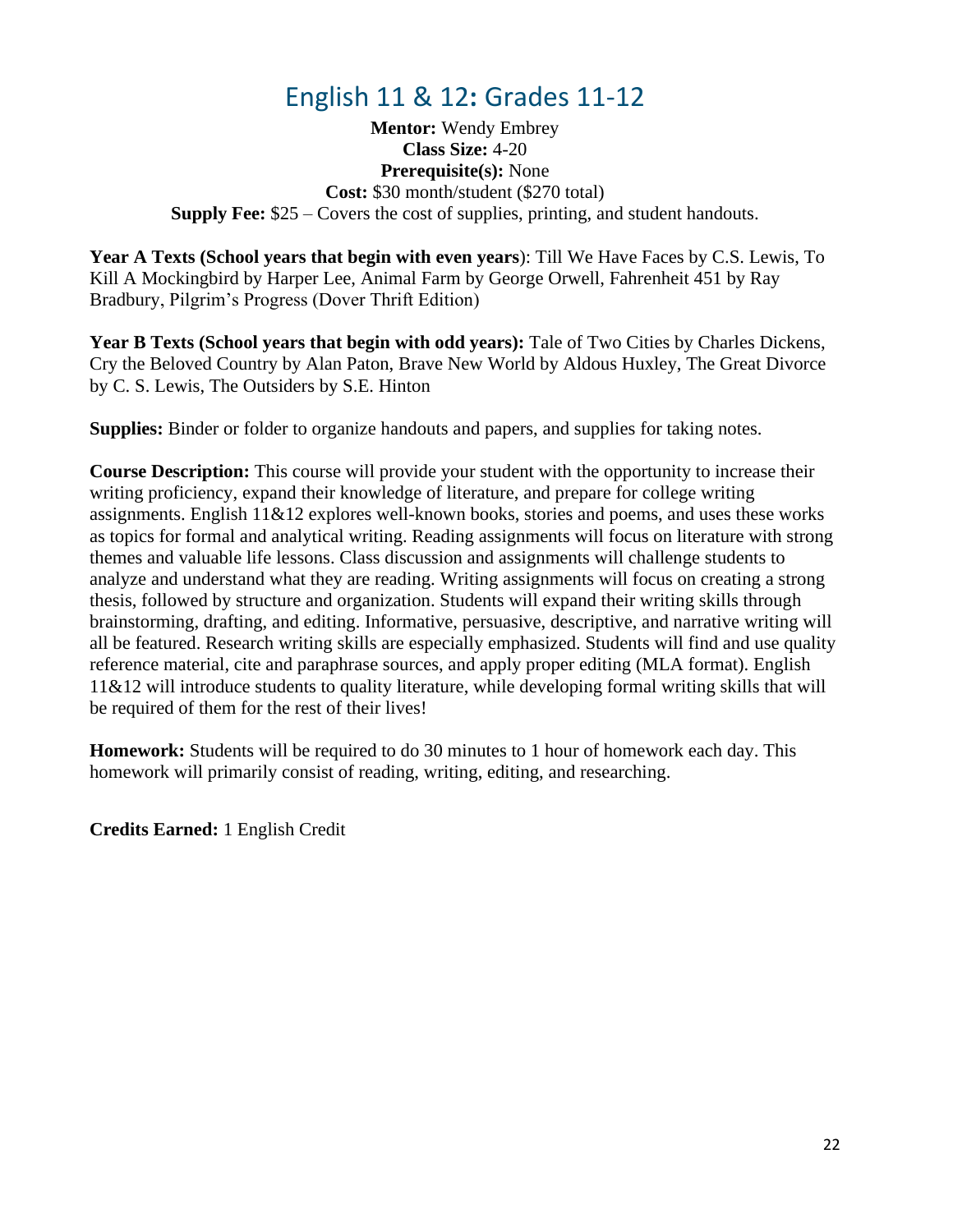# English 11 & 12: Grades 11-12

**Mentor:** Wendy Embrey
**Class Size:** 4-20
**Prerequisite(s):** None
**Cost:** $30 month/student ($270 total)
**Supply Fee:** $25 – Covers the cost of supplies, printing, and student handouts.

**Year A Texts (School years that begin with even years**): Till We Have Faces by C.S. Lewis, To Kill A Mockingbird by Harper Lee, Animal Farm by George Orwell, Fahrenheit 451 by Ray Bradbury, Pilgrim's Progress (Dover Thrift Edition)

**Year B Texts (School years that begin with odd years):** Tale of Two Cities by Charles Dickens, Cry the Beloved Country by Alan Paton, Brave New World by Aldous Huxley, The Great Divorce by C. S. Lewis, The Outsiders by S.E. Hinton

**Supplies:** Binder or folder to organize handouts and papers, and supplies for taking notes.

**Course Description:** This course will provide your student with the opportunity to increase their writing proficiency, expand their knowledge of literature, and prepare for college writing assignments. English 11&12 explores well-known books, stories and poems, and uses these works as topics for formal and analytical writing. Reading assignments will focus on literature with strong themes and valuable life lessons. Class discussion and assignments will challenge students to analyze and understand what they are reading. Writing assignments will focus on creating a strong thesis, followed by structure and organization. Students will expand their writing skills through brainstorming, drafting, and editing. Informative, persuasive, descriptive, and narrative writing will all be featured. Research writing skills are especially emphasized. Students will find and use quality reference material, cite and paraphrase sources, and apply proper editing (MLA format). English 11&12 will introduce students to quality literature, while developing formal writing skills that will be required of them for the rest of their lives!

**Homework:** Students will be required to do 30 minutes to 1 hour of homework each day. This homework will primarily consist of reading, writing, editing, and researching.

**Credits Earned:** 1 English Credit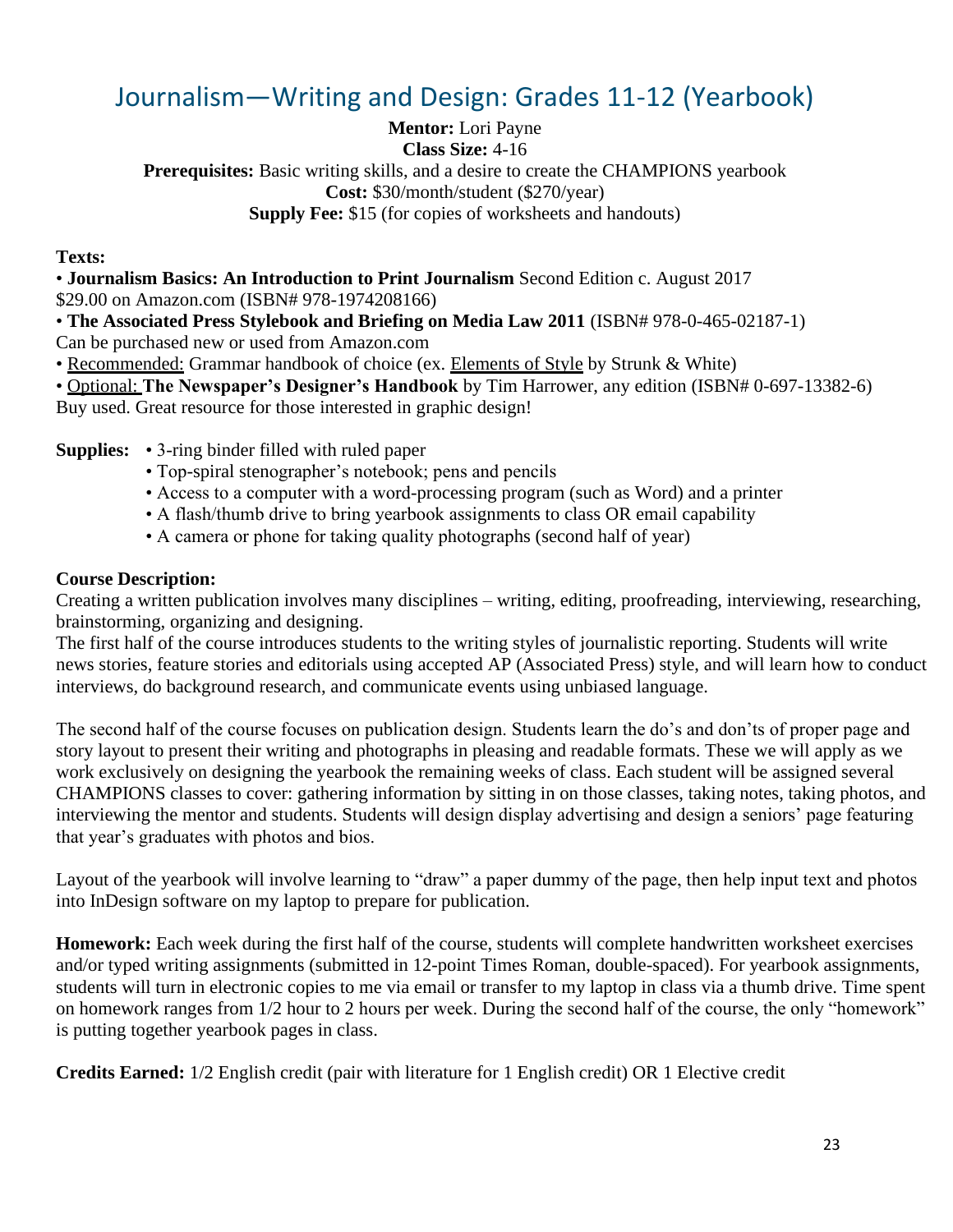# Journalism—Writing and Design: Grades 11-12 (Yearbook)

**Mentor:** Lori Payne
**Class Size:** 4-16
**Prerequisites:** Basic writing skills, and a desire to create the CHAMPIONS yearbook
**Cost:** $30/month/student ($270/year)
**Supply Fee:** $15 (for copies of worksheets and handouts)

**Texts:**

- **Journalism Basics: An Introduction to Print Journalism** Second Edition c. August 2017 $29.00 on Amazon.com (ISBN# 978-1974208166)
- **The Associated Press Stylebook and Briefing on Media Law 2011** (ISBN# 978-0-465-02187-1) Can be purchased new or used from Amazon.com
- Recommended: Grammar handbook of choice (ex. Elements of Style by Strunk & White)
- Optional: **The Newspaper's Designer's Handbook** by Tim Harrower, any edition (ISBN# 0-697-13382-6) Buy used. Great resource for those interested in graphic design!

**Supplies:**

- 3-ring binder filled with ruled paper
- Top-spiral stenographer's notebook; pens and pencils
- Access to a computer with a word-processing program (such as Word) and a printer
- A flash/thumb drive to bring yearbook assignments to class OR email capability
- A camera or phone for taking quality photographs (second half of year)

**Course Description:**
Creating a written publication involves many disciplines – writing, editing, proofreading, interviewing, researching, brainstorming, organizing and designing.
The first half of the course introduces students to the writing styles of journalistic reporting. Students will write news stories, feature stories and editorials using accepted AP (Associated Press) style, and will learn how to conduct interviews, do background research, and communicate events using unbiased language.

The second half of the course focuses on publication design. Students learn the do's and don'ts of proper page and story layout to present their writing and photographs in pleasing and readable formats. These we will apply as we work exclusively on designing the yearbook the remaining weeks of class. Each student will be assigned several CHAMPIONS classes to cover: gathering information by sitting in on those classes, taking notes, taking photos, and interviewing the mentor and students. Students will design display advertising and design a seniors' page featuring that year's graduates with photos and bios.

Layout of the yearbook will involve learning to "draw" a paper dummy of the page, then help input text and photos into InDesign software on my laptop to prepare for publication.

**Homework:** Each week during the first half of the course, students will complete handwritten worksheet exercises and/or typed writing assignments (submitted in 12-point Times Roman, double-spaced). For yearbook assignments, students will turn in electronic copies to me via email or transfer to my laptop in class via a thumb drive. Time spent on homework ranges from 1/2 hour to 2 hours per week. During the second half of the course, the only "homework" is putting together yearbook pages in class.

**Credits Earned:** 1/2 English credit (pair with literature for 1 English credit) OR 1 Elective credit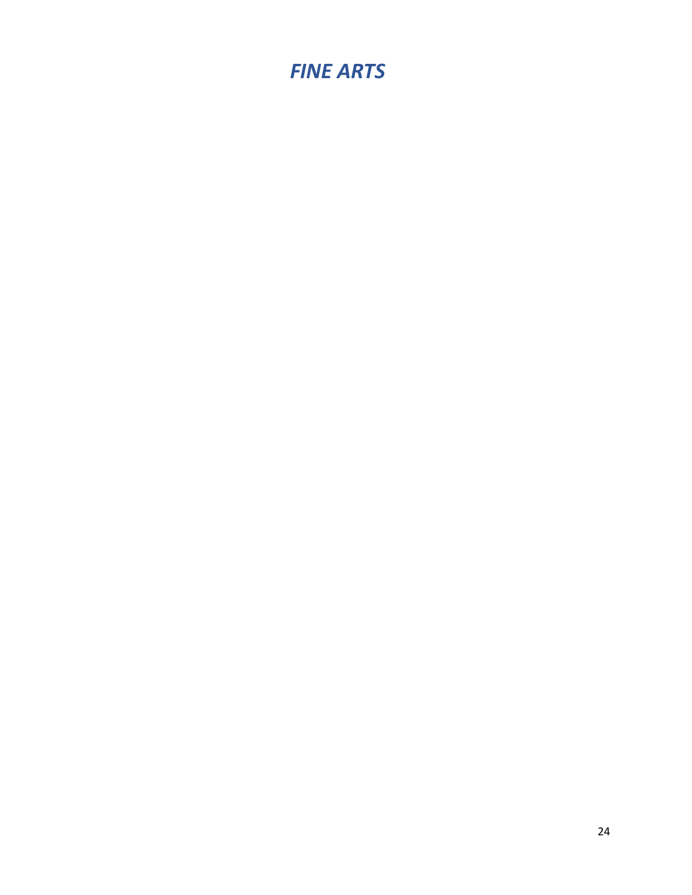# ***FINE ARTS***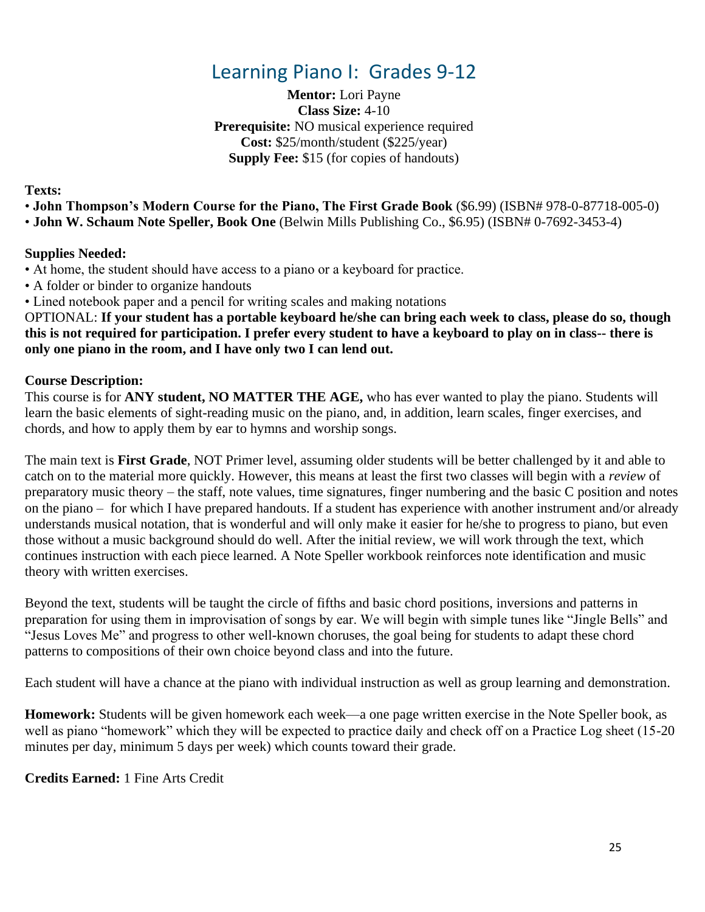# Learning Piano I: Grades 9-12

**Mentor:** Lori Payne
**Class Size:** 4-10
**Prerequisite:** NO musical experience required
**Cost:** $25/month/student ($225/year)
**Supply Fee:** $15 (for copies of handouts)

**Texts:**

- **John Thompson's Modern Course for the Piano, The First Grade Book** ($6.99) (ISBN# 978-0-87718-005-0)
- **John W. Schaum Note Speller, Book One** (Belwin Mills Publishing Co., $6.95) (ISBN# 0-7692-3453-4)

**Supplies Needed:**

- At home, the student should have access to a piano or a keyboard for practice.
- A folder or binder to organize handouts
- Lined notebook paper and a pencil for writing scales and making notations

OPTIONAL: **If your student has a portable keyboard he/she can bring each week to class, please do so, though this is not required for participation. I prefer every student to have a keyboard to play on in class-- there is only one piano in the room, and I have only two I can lend out.**

**Course Description:**

This course is for **ANY student, NO MATTER THE AGE,** who has ever wanted to play the piano. Students will learn the basic elements of sight-reading music on the piano, and, in addition, learn scales, finger exercises, and chords, and how to apply them by ear to hymns and worship songs.

The main text is **First Grade**, NOT Primer level, assuming older students will be better challenged by it and able to catch on to the material more quickly. However, this means at least the first two classes will begin with a *review* of preparatory music theory – the staff, note values, time signatures, finger numbering and the basic C position and notes on the piano – for which I have prepared handouts. If a student has experience with another instrument and/or already understands musical notation, that is wonderful and will only make it easier for he/she to progress to piano, but even those without a music background should do well. After the initial review, we will work through the text, which continues instruction with each piece learned. A Note Speller workbook reinforces note identification and music theory with written exercises.

Beyond the text, students will be taught the circle of fifths and basic chord positions, inversions and patterns in preparation for using them in improvisation of songs by ear. We will begin with simple tunes like "Jingle Bells" and "Jesus Loves Me" and progress to other well-known choruses, the goal being for students to adapt these chord patterns to compositions of their own choice beyond class and into the future.

Each student will have a chance at the piano with individual instruction as well as group learning and demonstration.

**Homework:** Students will be given homework each week—a one page written exercise in the Note Speller book, as well as piano "homework" which they will be expected to practice daily and check off on a Practice Log sheet (15-20 minutes per day, minimum 5 days per week) which counts toward their grade.

**Credits Earned:** 1 Fine Arts Credit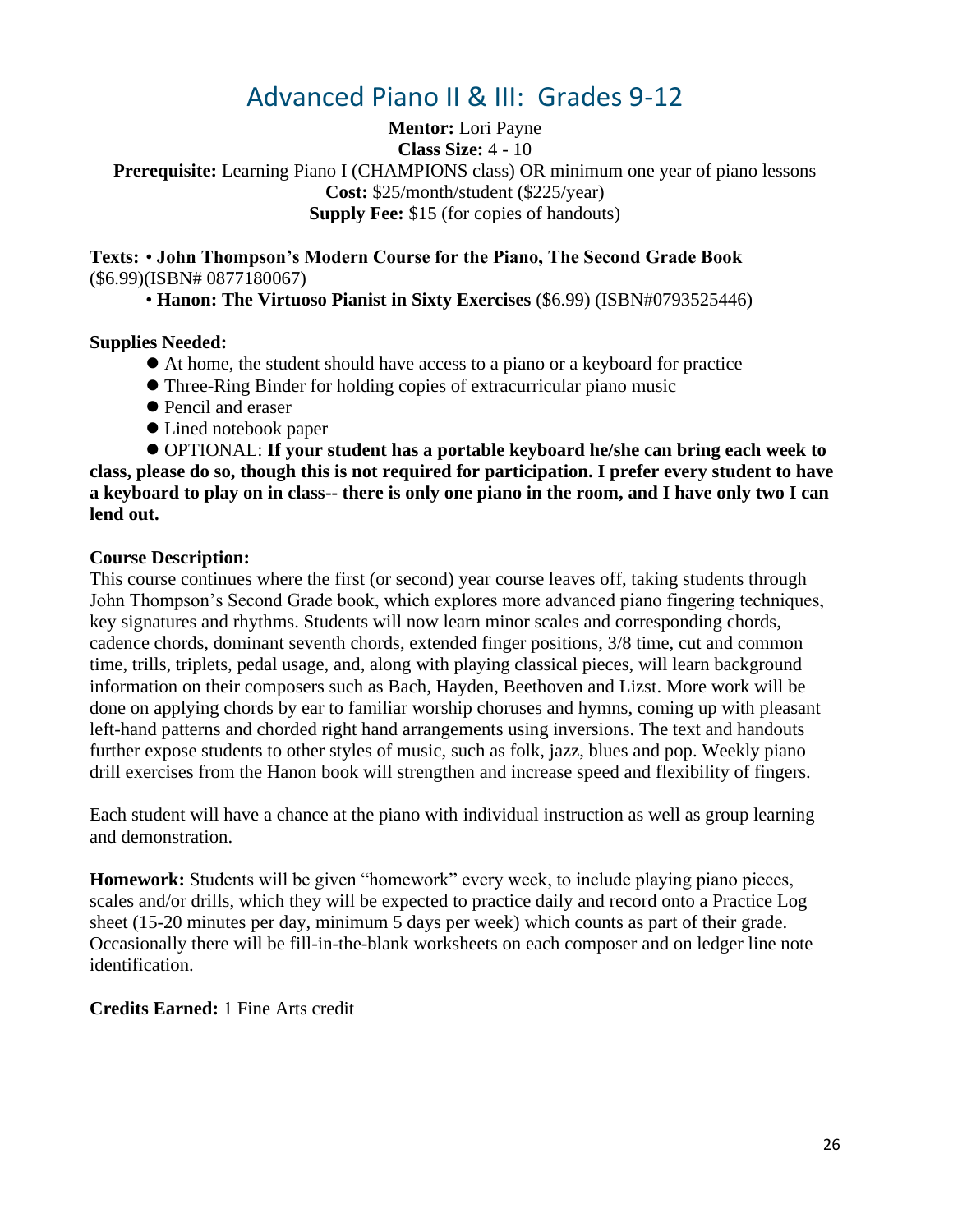# Advanced Piano II & III: Grades 9-12

**Mentor:** Lori Payne
**Class Size:** 4 - 10
**Prerequisite:** Learning Piano I (CHAMPIONS class) OR minimum one year of piano lessons
**Cost:** $25/month/student ($225/year)
**Supply Fee:** $15 (for copies of handouts)

**Texts:** • **John Thompson's Modern Course for the Piano, The Second Grade Book** ($6.99)(ISBN# 0877180067)

• **Hanon: The Virtuoso Pianist in Sixty Exercises** ($6.99) (ISBN#0793525446)

**Supplies Needed:**

- At home, the student should have access to a piano or a keyboard for practice
- Three-Ring Binder for holding copies of extracurricular piano music
- Pencil and eraser
- Lined notebook paper
- OPTIONAL: **If your student has a portable keyboard he/she can bring each week to class, please do so, though this is not required for participation. I prefer every student to have a keyboard to play on in class-- there is only one piano in the room, and I have only two I can lend out.**

**Course Description:**
This course continues where the first (or second) year course leaves off, taking students through John Thompson's Second Grade book, which explores more advanced piano fingering techniques, key signatures and rhythms. Students will now learn minor scales and corresponding chords, cadence chords, dominant seventh chords, extended finger positions, 3/8 time, cut and common time, trills, triplets, pedal usage, and, along with playing classical pieces, will learn background information on their composers such as Bach, Hayden, Beethoven and Lizst. More work will be done on applying chords by ear to familiar worship choruses and hymns, coming up with pleasant left-hand patterns and chorded right hand arrangements using inversions. The text and handouts further expose students to other styles of music, such as folk, jazz, blues and pop. Weekly piano drill exercises from the Hanon book will strengthen and increase speed and flexibility of fingers.

Each student will have a chance at the piano with individual instruction as well as group learning and demonstration.

**Homework:** Students will be given "homework" every week, to include playing piano pieces, scales and/or drills, which they will be expected to practice daily and record onto a Practice Log sheet (15-20 minutes per day, minimum 5 days per week) which counts as part of their grade. Occasionally there will be fill-in-the-blank worksheets on each composer and on ledger line note identification.

**Credits Earned:** 1 Fine Arts credit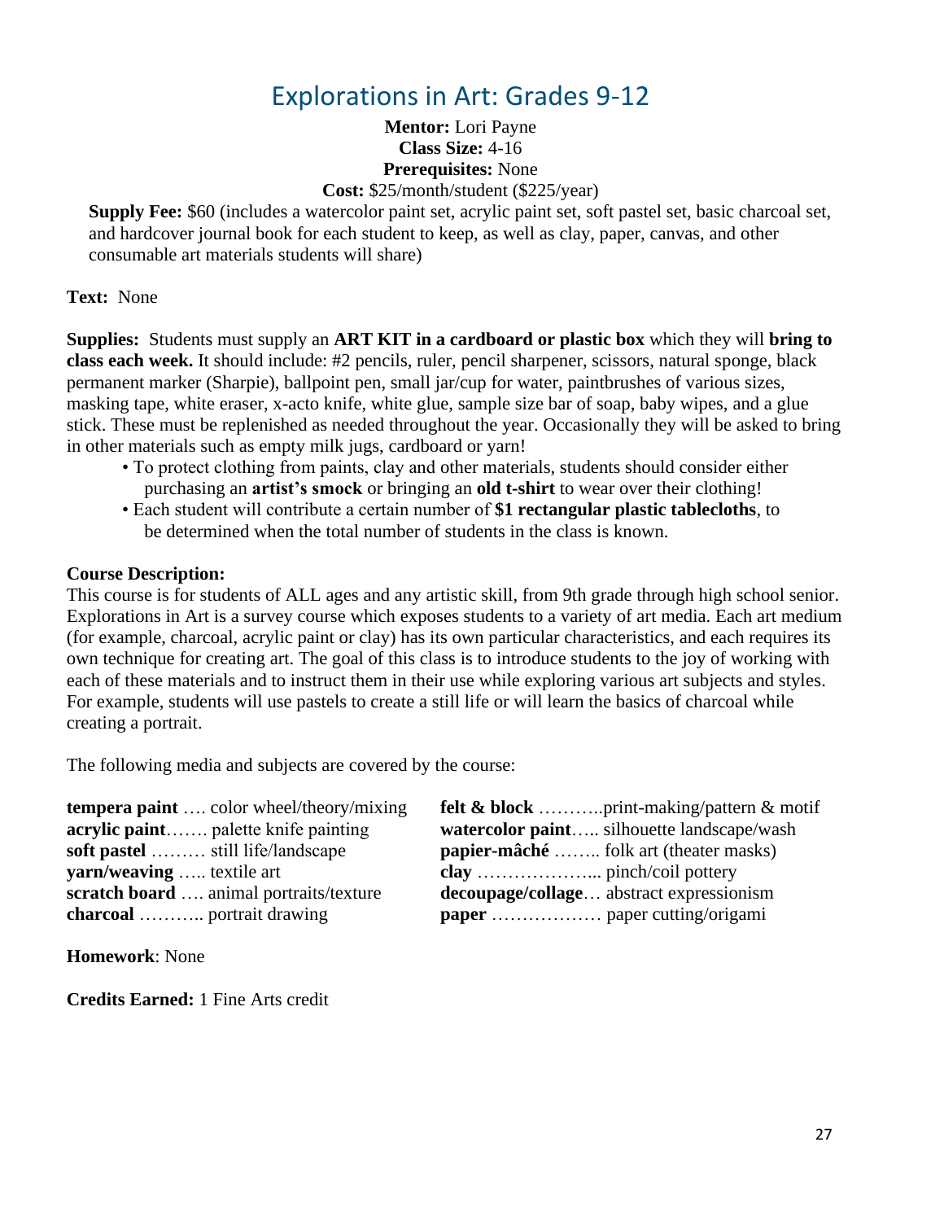# Explorations in Art: Grades 9-12

**Mentor:** Lori Payne
**Class Size:** 4-16
**Prerequisites:** None
**Cost:** $25/month/student ($225/year)

**Supply Fee:** $60 (includes a watercolor paint set, acrylic paint set, soft pastel set, basic charcoal set, and hardcover journal book for each student to keep, as well as clay, paper, canvas, and other consumable art materials students will share)

**Text:** None

**Supplies:** Students must supply an **ART KIT in a cardboard or plastic box** which they will **bring to class each week.** It should include: #2 pencils, ruler, pencil sharpener, scissors, natural sponge, black permanent marker (Sharpie), ballpoint pen, small jar/cup for water, paintbrushes of various sizes, masking tape, white eraser, x-acto knife, white glue, sample size bar of soap, baby wipes, and a glue stick. These must be replenished as needed throughout the year. Occasionally they will be asked to bring in other materials such as empty milk jugs, cardboard or yarn!

- To protect clothing from paints, clay and other materials, students should consider either purchasing an **artist's smock** or bringing an **old t-shirt** to wear over their clothing!
- Each student will contribute a certain number of **$1 rectangular plastic tablecloths**, to be determined when the total number of students in the class is known.

**Course Description:**
This course is for students of ALL ages and any artistic skill, from 9th grade through high school senior. Explorations in Art is a survey course which exposes students to a variety of art media. Each art medium (for example, charcoal, acrylic paint or clay) has its own particular characteristics, and each requires its own technique for creating art. The goal of this class is to introduce students to the joy of working with each of these materials and to instruct them in their use while exploring various art subjects and styles. For example, students will use pastels to create a still life or will learn the basics of charcoal while creating a portrait.

The following media and subjects are covered by the course:

- **tempera paint** …. color wheel/theory/mixing
- **acrylic paint**……. palette knife painting
- **soft pastel** ……… still life/landscape
- **yarn/weaving** ….. textile art
- **scratch board** …. animal portraits/texture
- **charcoal** ……….. portrait drawing
- **felt & block** ………..print-making/pattern & motif
- **watercolor paint**….. silhouette landscape/wash
- **papier-mâché** …….. folk art (theater masks)
- **clay** ………………... pinch/coil pottery
- **decoupage/collage**… abstract expressionism
- **paper** ……………… paper cutting/origami

**Homework**: None

**Credits Earned:** 1 Fine Arts credit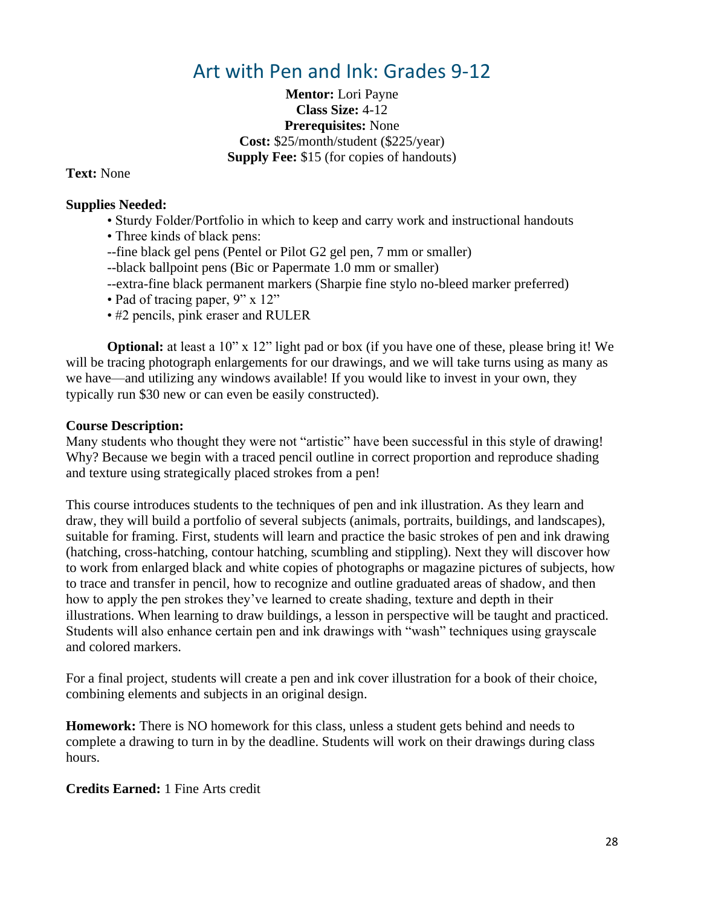# Art with Pen and Ink: Grades 9-12

**Mentor:** Lori Payne
**Class Size:** 4-12
**Prerequisites:** None
**Cost:** $25/month/student ($225/year)
**Supply Fee:** $15 (for copies of handouts)

**Text:** None

**Supplies Needed:**

- Sturdy Folder/Portfolio in which to keep and carry work and instructional handouts
- Three kinds of black pens:
  --fine black gel pens (Pentel or Pilot G2 gel pen, 7 mm or smaller)
  --black ballpoint pens (Bic or Papermate 1.0 mm or smaller)
  --extra-fine black permanent markers (Sharpie fine stylo no-bleed marker preferred)
- Pad of tracing paper, 9" x 12"
- #2 pencils, pink eraser and RULER

**Optional:** at least a 10" x 12" light pad or box (if you have one of these, please bring it! We will be tracing photograph enlargements for our drawings, and we will take turns using as many as we have—and utilizing any windows available! If you would like to invest in your own, they typically run $30 new or can even be easily constructed).

**Course Description:**
Many students who thought they were not "artistic" have been successful in this style of drawing! Why? Because we begin with a traced pencil outline in correct proportion and reproduce shading and texture using strategically placed strokes from a pen!

This course introduces students to the techniques of pen and ink illustration. As they learn and draw, they will build a portfolio of several subjects (animals, portraits, buildings, and landscapes), suitable for framing. First, students will learn and practice the basic strokes of pen and ink drawing (hatching, cross-hatching, contour hatching, scumbling and stippling). Next they will discover how to work from enlarged black and white copies of photographs or magazine pictures of subjects, how to trace and transfer in pencil, how to recognize and outline graduated areas of shadow, and then how to apply the pen strokes they've learned to create shading, texture and depth in their illustrations. When learning to draw buildings, a lesson in perspective will be taught and practiced. Students will also enhance certain pen and ink drawings with "wash" techniques using grayscale and colored markers.

For a final project, students will create a pen and ink cover illustration for a book of their choice, combining elements and subjects in an original design.

**Homework:** There is NO homework for this class, unless a student gets behind and needs to complete a drawing to turn in by the deadline. Students will work on their drawings during class hours.

**Credits Earned:** 1 Fine Arts credit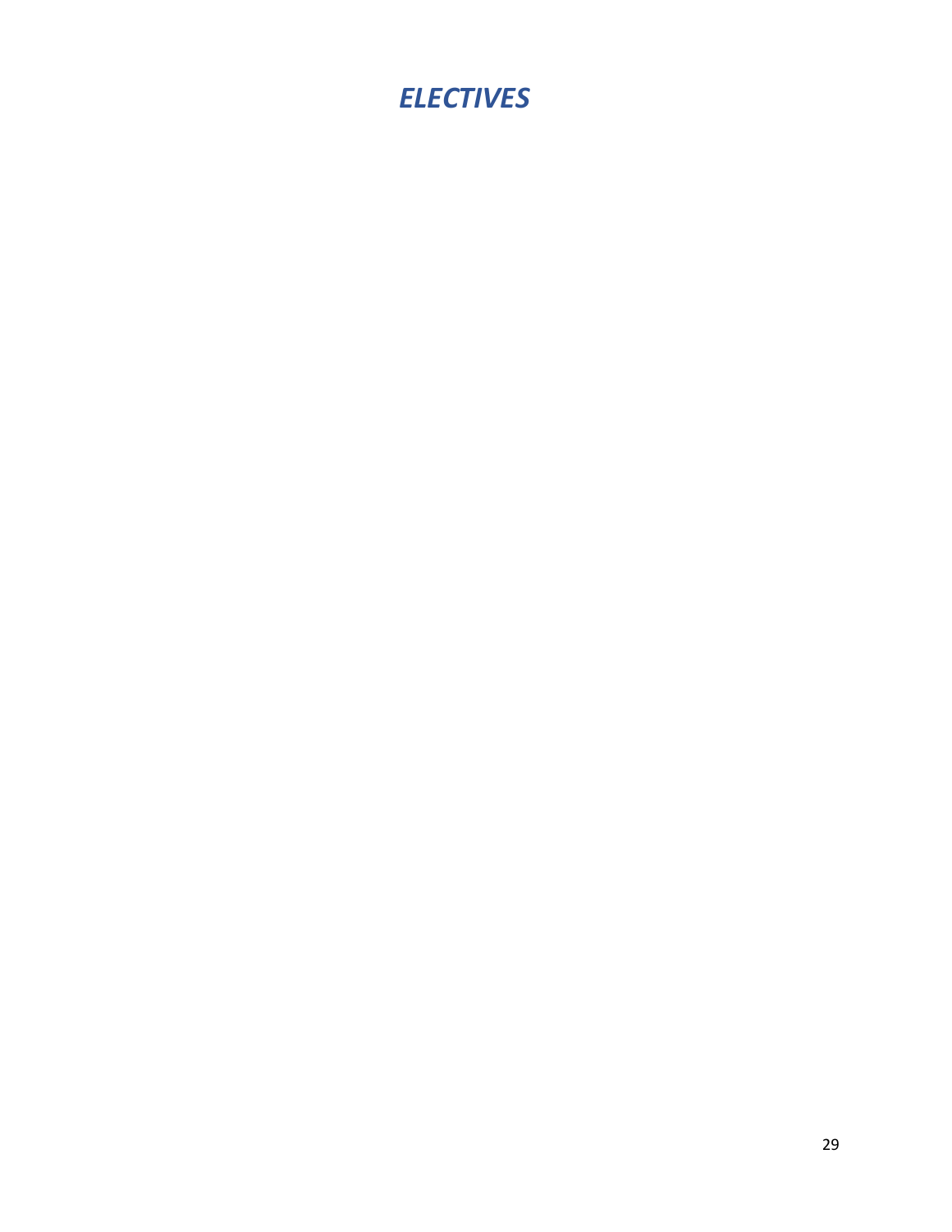# *ELECTIVES*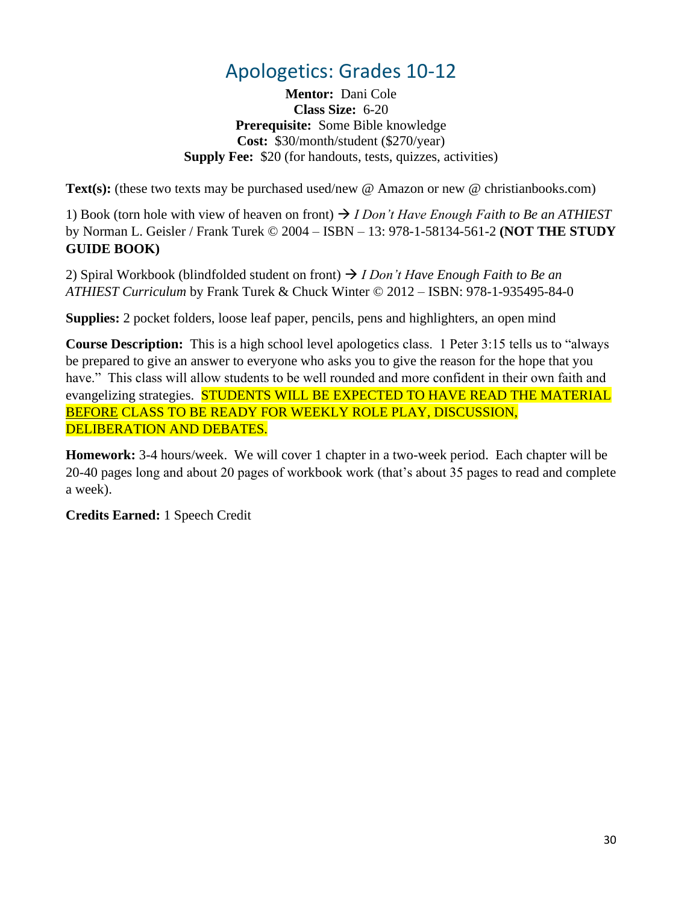# Apologetics: Grades 10-12

**Mentor:** Dani Cole
**Class Size:** 6-20
**Prerequisite:** Some Bible knowledge
**Cost:** $30/month/student ($270/year)
**Supply Fee:** $20 (for handouts, tests, quizzes, activities)

**Text(s):** (these two texts may be purchased used/new @ Amazon or new @ christianbooks.com)

1) Book (torn hole with view of heaven on front) → *I Don't Have Enough Faith to Be an ATHIEST* by Norman L. Geisler / Frank Turek © 2004 – ISBN – 13: 978-1-58134-561-2 **(NOT THE STUDY GUIDE BOOK)**

2) Spiral Workbook (blindfolded student on front) → *I Don't Have Enough Faith to Be an ATHIEST Curriculum* by Frank Turek & Chuck Winter © 2012 – ISBN: 978-1-935495-84-0

**Supplies:** 2 pocket folders, loose leaf paper, pencils, pens and highlighters, an open mind

**Course Description:** This is a high school level apologetics class. 1 Peter 3:15 tells us to "always be prepared to give an answer to everyone who asks you to give the reason for the hope that you have." This class will allow students to be well rounded and more confident in their own faith and evangelizing strategies. STUDENTS WILL BE EXPECTED TO HAVE READ THE MATERIAL BEFORE CLASS TO BE READY FOR WEEKLY ROLE PLAY, DISCUSSION, DELIBERATION AND DEBATES.

**Homework:** 3-4 hours/week. We will cover 1 chapter in a two-week period. Each chapter will be 20-40 pages long and about 20 pages of workbook work (that's about 35 pages to read and complete a week).

**Credits Earned:** 1 Speech Credit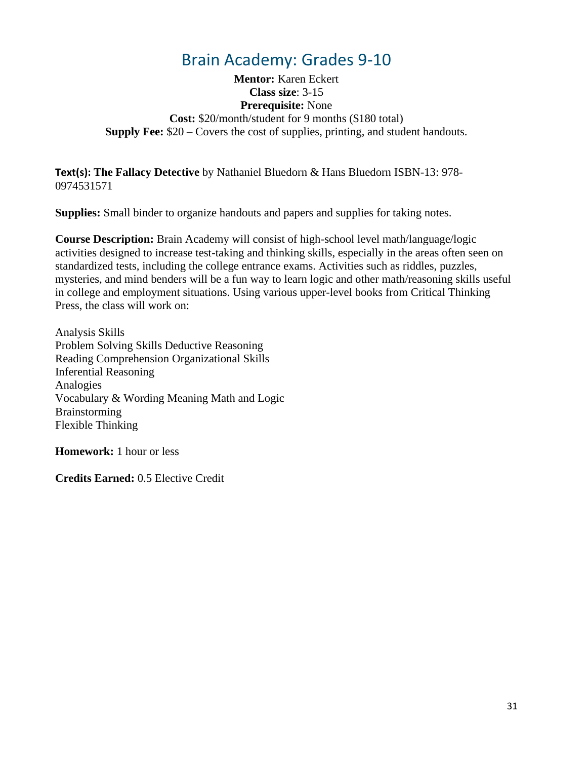# Brain Academy: Grades 9-10

**Mentor:** Karen Eckert
**Class size**: 3-15
**Prerequisite:** None
**Cost:** $20/month/student for 9 months ($180 total)
**Supply Fee:** $20 – Covers the cost of supplies, printing, and student handouts.

**Text(s): The Fallacy Detective** by Nathaniel Bluedorn & Hans Bluedorn ISBN-13: 978-0974531571

**Supplies:** Small binder to organize handouts and papers and supplies for taking notes.

**Course Description:** Brain Academy will consist of high-school level math/language/logic activities designed to increase test-taking and thinking skills, especially in the areas often seen on standardized tests, including the college entrance exams. Activities such as riddles, puzzles, mysteries, and mind benders will be a fun way to learn logic and other math/reasoning skills useful in college and employment situations. Using various upper-level books from Critical Thinking Press, the class will work on:

Analysis Skills
Problem Solving Skills Deductive Reasoning
Reading Comprehension Organizational Skills
Inferential Reasoning
Analogies
Vocabulary & Wording Meaning Math and Logic
Brainstorming
Flexible Thinking

**Homework:** 1 hour or less

**Credits Earned:** 0.5 Elective Credit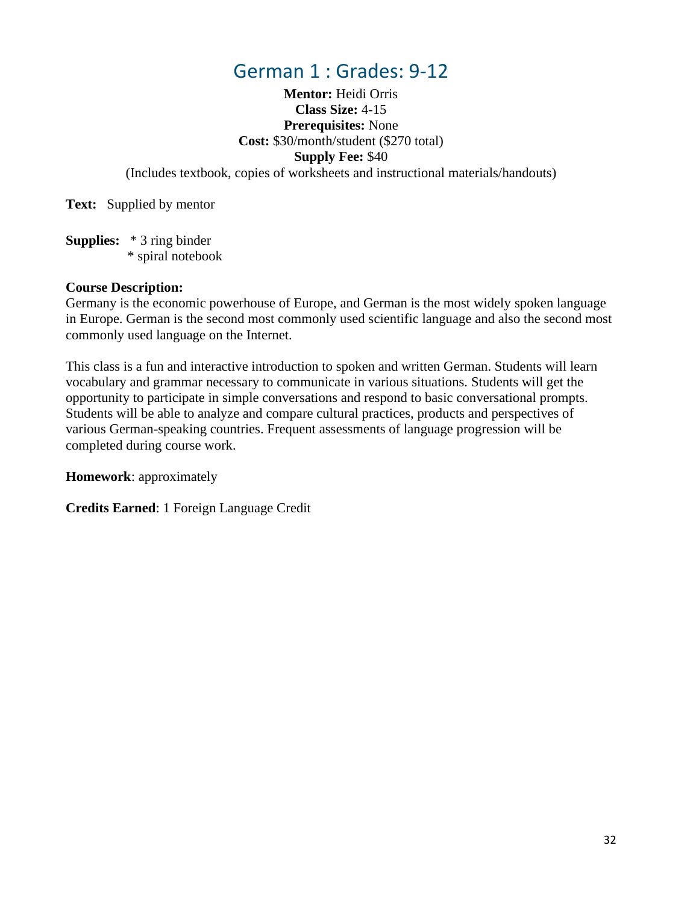# German 1 : Grades: 9-12

**Mentor:** Heidi Orris
**Class Size:** 4-15
**Prerequisites:** None
**Cost:** $30/month/student ($270 total)
**Supply Fee:** $40
(Includes textbook, copies of worksheets and instructional materials/handouts)

**Text:** Supplied by mentor

**Supplies:**
* 3 ring binder
* spiral notebook

**Course Description:**
Germany is the economic powerhouse of Europe, and German is the most widely spoken language in Europe. German is the second most commonly used scientific language and also the second most commonly used language on the Internet.

This class is a fun and interactive introduction to spoken and written German. Students will learn vocabulary and grammar necessary to communicate in various situations. Students will get the opportunity to participate in simple conversations and respond to basic conversational prompts. Students will be able to analyze and compare cultural practices, products and perspectives of various German-speaking countries. Frequent assessments of language progression will be completed during course work.

**Homework**: approximately

**Credits Earned**: 1 Foreign Language Credit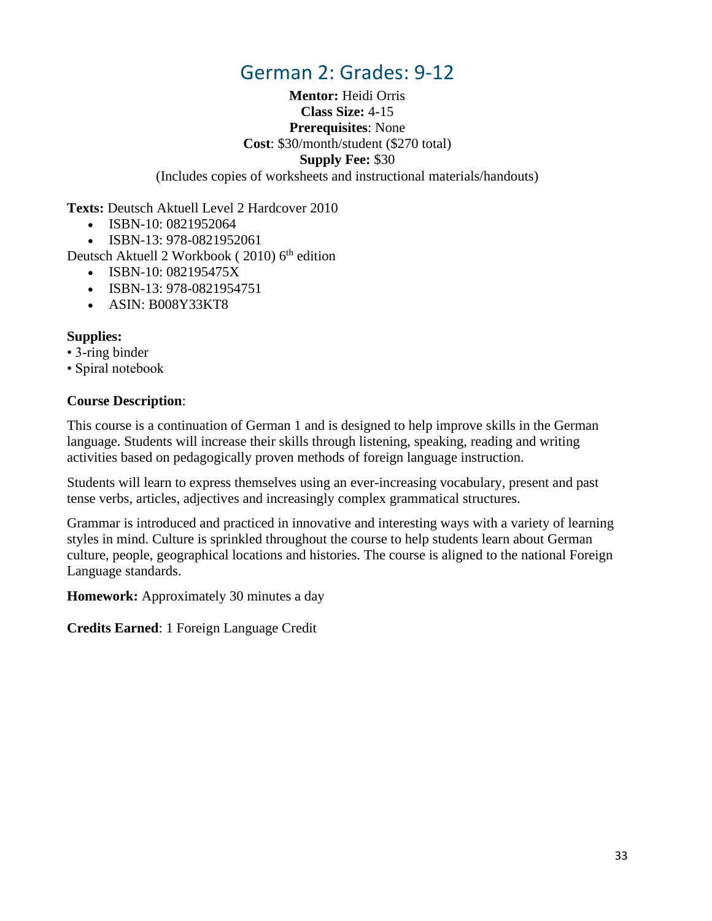# German 2: Grades: 9-12

**Mentor:** Heidi Orris
**Class Size:** 4-15
**Prerequisites**: None
**Cost**: $30/month/student ($270 total)
**Supply Fee:** $30
(Includes copies of worksheets and instructional materials/handouts)

**Texts:** Deutsch Aktuell Level 2 Hardcover 2010

- ISBN-10: 0821952064
- ISBN-13: 978-0821952061

Deutsch Aktuell 2 Workbook ( 2010) 6th edition

- ISBN-10: 082195475X
- ISBN-13: 978-0821954751
- ASIN: B008Y33KT8

**Supplies:**

- 3-ring binder
- Spiral notebook

**Course Description**:

This course is a continuation of German 1 and is designed to help improve skills in the German language. Students will increase their skills through listening, speaking, reading and writing activities based on pedagogically proven methods of foreign language instruction.

Students will learn to express themselves using an ever-increasing vocabulary, present and past tense verbs, articles, adjectives and increasingly complex grammatical structures.

Grammar is introduced and practiced in innovative and interesting ways with a variety of learning styles in mind. Culture is sprinkled throughout the course to help students learn about German culture, people, geographical locations and histories. The course is aligned to the national Foreign Language standards.

**Homework:** Approximately 30 minutes a day

**Credits Earned**: 1 Foreign Language Credit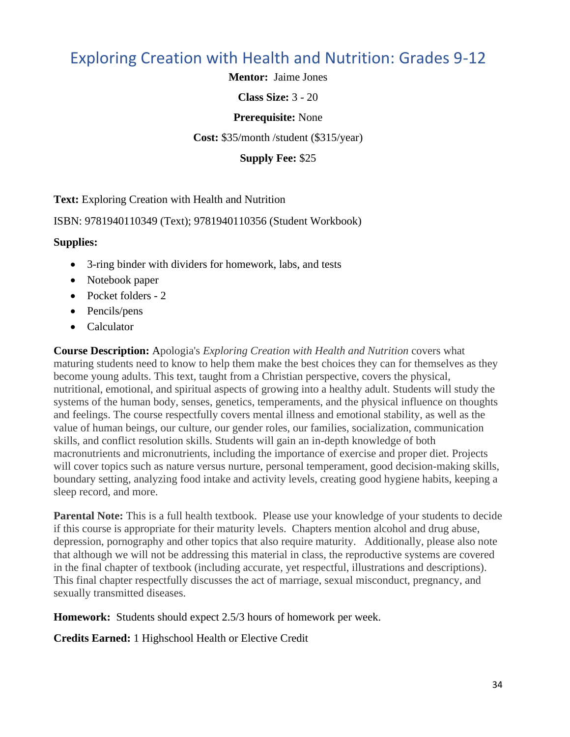# Exploring Creation with Health and Nutrition: Grades 9-12

**Mentor:** Jaime Jones

**Class Size:** 3 - 20

**Prerequisite:** None

**Cost:** $35/month /student ($315/year)

**Supply Fee:** $25

**Text:** Exploring Creation with Health and Nutrition

ISBN: 9781940110349 (Text); 9781940110356 (Student Workbook)

**Supplies:**

- 3-ring binder with dividers for homework, labs, and tests
- Notebook paper
- Pocket folders - 2
- Pencils/pens
- Calculator

**Course Description:** Apologia's *Exploring Creation with Health and Nutrition* covers what maturing students need to know to help them make the best choices they can for themselves as they become young adults. This text, taught from a Christian perspective, covers the physical, nutritional, emotional, and spiritual aspects of growing into a healthy adult. Students will study the systems of the human body, senses, genetics, temperaments, and the physical influence on thoughts and feelings. The course respectfully covers mental illness and emotional stability, as well as the value of human beings, our culture, our gender roles, our families, socialization, communication skills, and conflict resolution skills. Students will gain an in-depth knowledge of both macronutrients and micronutrients, including the importance of exercise and proper diet. Projects will cover topics such as nature versus nurture, personal temperament, good decision-making skills, boundary setting, analyzing food intake and activity levels, creating good hygiene habits, keeping a sleep record, and more.

**Parental Note:** This is a full health textbook. Please use your knowledge of your students to decide if this course is appropriate for their maturity levels. Chapters mention alcohol and drug abuse, depression, pornography and other topics that also require maturity. Additionally, please also note that although we will not be addressing this material in class, the reproductive systems are covered in the final chapter of textbook (including accurate, yet respectful, illustrations and descriptions). This final chapter respectfully discusses the act of marriage, sexual misconduct, pregnancy, and sexually transmitted diseases.

**Homework:** Students should expect 2.5/3 hours of homework per week.

**Credits Earned:** 1 Highschool Health or Elective Credit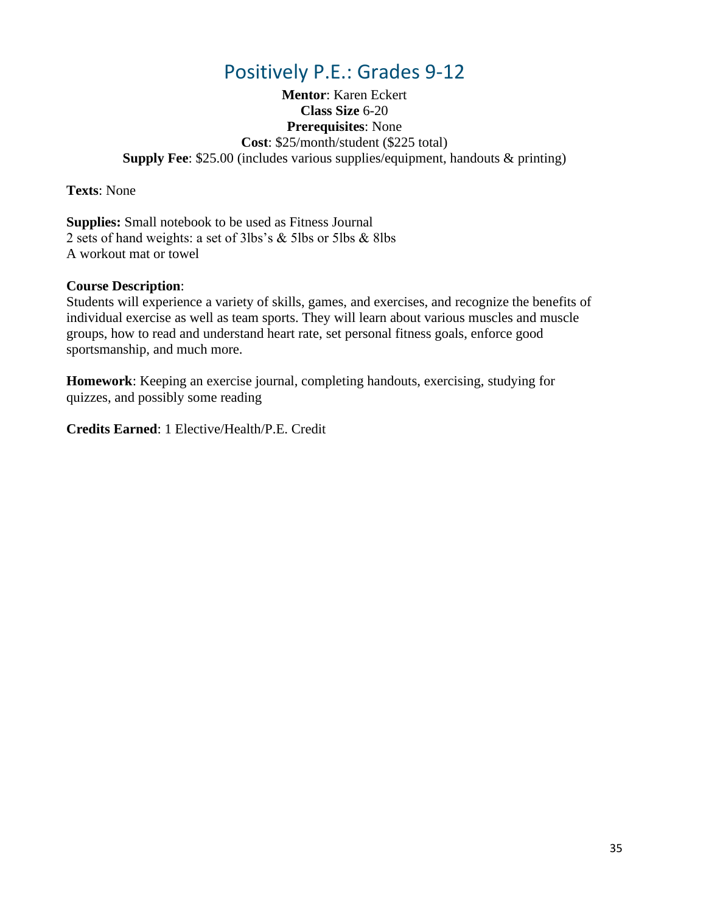# Positively P.E.: Grades 9-12

**Mentor**: Karen Eckert
**Class Size** 6-20
**Prerequisites**: None
**Cost**: $25/month/student ($225 total)
**Supply Fee**: $25.00 (includes various supplies/equipment, handouts & printing)

**Texts**: None

**Supplies:** Small notebook to be used as Fitness Journal
2 sets of hand weights: a set of 3lbs's & 5lbs or 5lbs & 8lbs
A workout mat or towel

**Course Description**:
Students will experience a variety of skills, games, and exercises, and recognize the benefits of individual exercise as well as team sports. They will learn about various muscles and muscle groups, how to read and understand heart rate, set personal fitness goals, enforce good sportsmanship, and much more.

**Homework**: Keeping an exercise journal, completing handouts, exercising, studying for quizzes, and possibly some reading

**Credits Earned**: 1 Elective/Health/P.E. Credit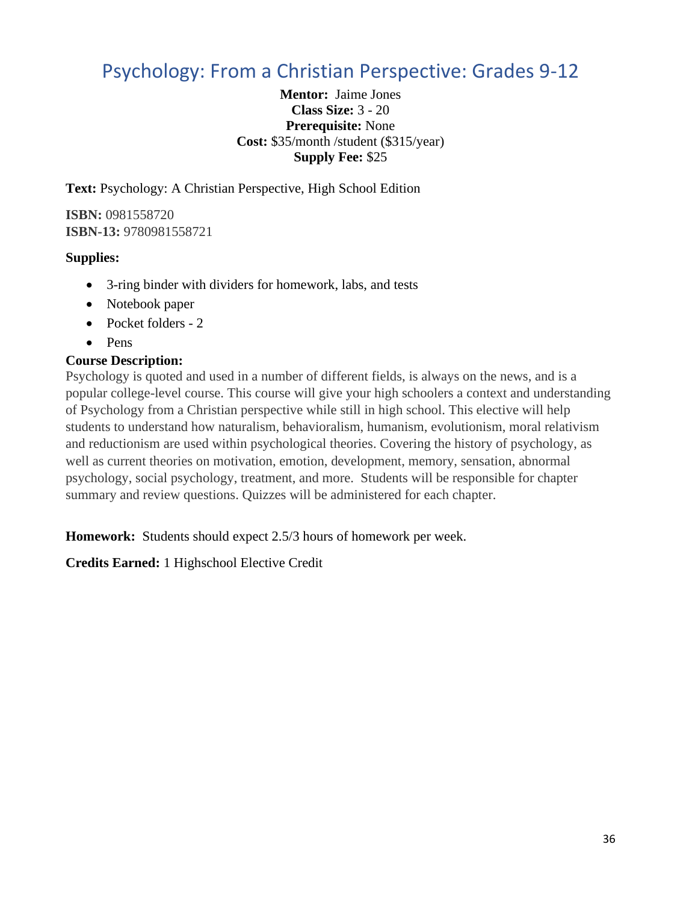# Psychology: From a Christian Perspective: Grades 9-12

**Mentor:** Jaime Jones
**Class Size:** 3 - 20
**Prerequisite:** None
**Cost:** $35/month /student ($315/year)
**Supply Fee:** $25

**Text:** Psychology: A Christian Perspective, High School Edition

**ISBN:** 0981558720
**ISBN-13:** 9780981558721

**Supplies:**

- 3-ring binder with dividers for homework, labs, and tests
- Notebook paper
- Pocket folders - 2
- Pens

**Course Description:**
Psychology is quoted and used in a number of different fields, is always on the news, and is a popular college-level course. This course will give your high schoolers a context and understanding of Psychology from a Christian perspective while still in high school. This elective will help students to understand how naturalism, behavioralism, humanism, evolutionism, moral relativism and reductionism are used within psychological theories. Covering the history of psychology, as well as current theories on motivation, emotion, development, memory, sensation, abnormal psychology, social psychology, treatment, and more. Students will be responsible for chapter summary and review questions. Quizzes will be administered for each chapter.

**Homework:** Students should expect 2.5/3 hours of homework per week.

**Credits Earned:** 1 Highschool Elective Credit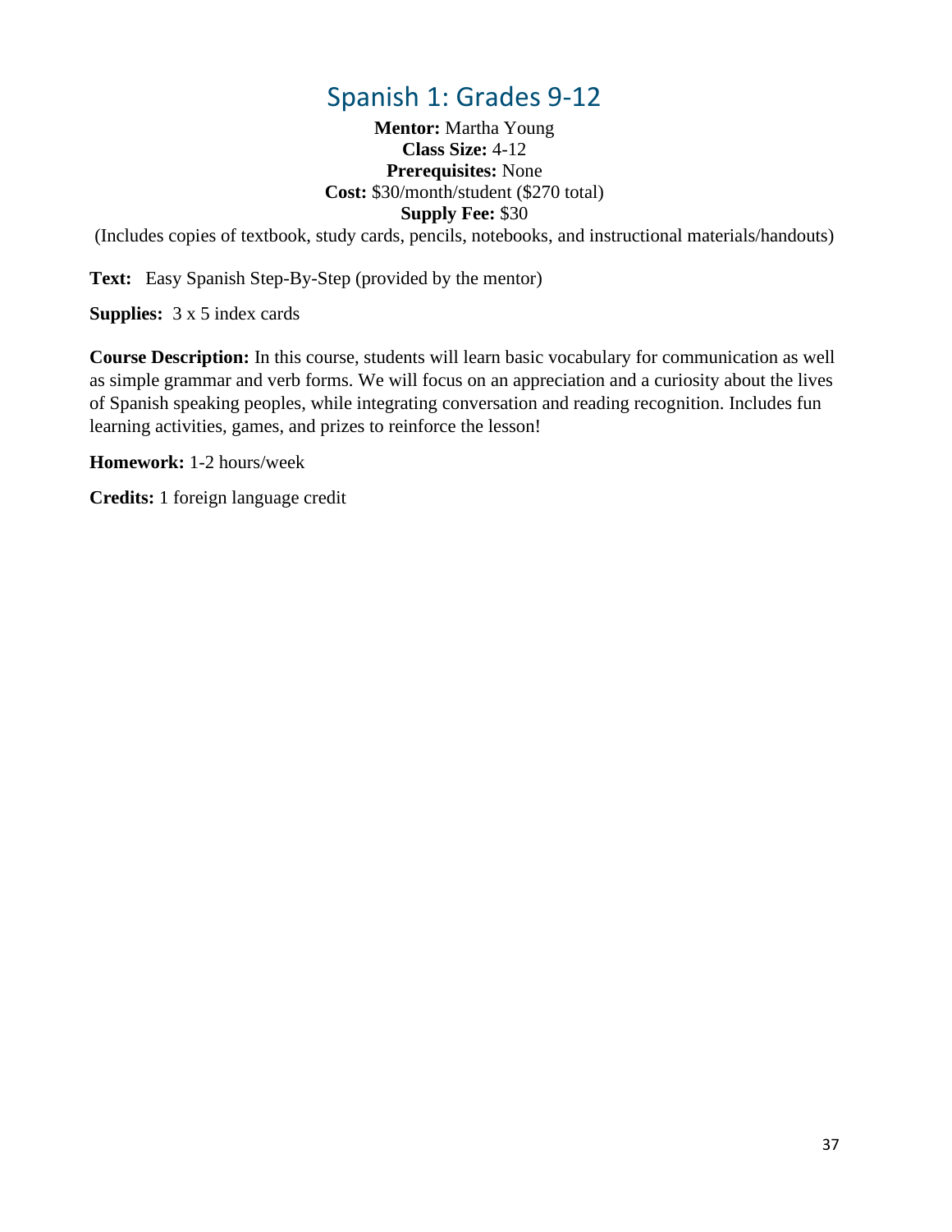# Spanish 1: Grades 9-12

**Mentor:** Martha Young
**Class Size:** 4-12
**Prerequisites:** None
**Cost:** $30/month/student ($270 total)
**Supply Fee:** $30
(Includes copies of textbook, study cards, pencils, notebooks, and instructional materials/handouts)

**Text:** Easy Spanish Step-By-Step (provided by the mentor)

**Supplies:** 3 x 5 index cards

**Course Description:** In this course, students will learn basic vocabulary for communication as well as simple grammar and verb forms. We will focus on an appreciation and a curiosity about the lives of Spanish speaking peoples, while integrating conversation and reading recognition. Includes fun learning activities, games, and prizes to reinforce the lesson!

**Homework:** 1-2 hours/week

**Credits:** 1 foreign language credit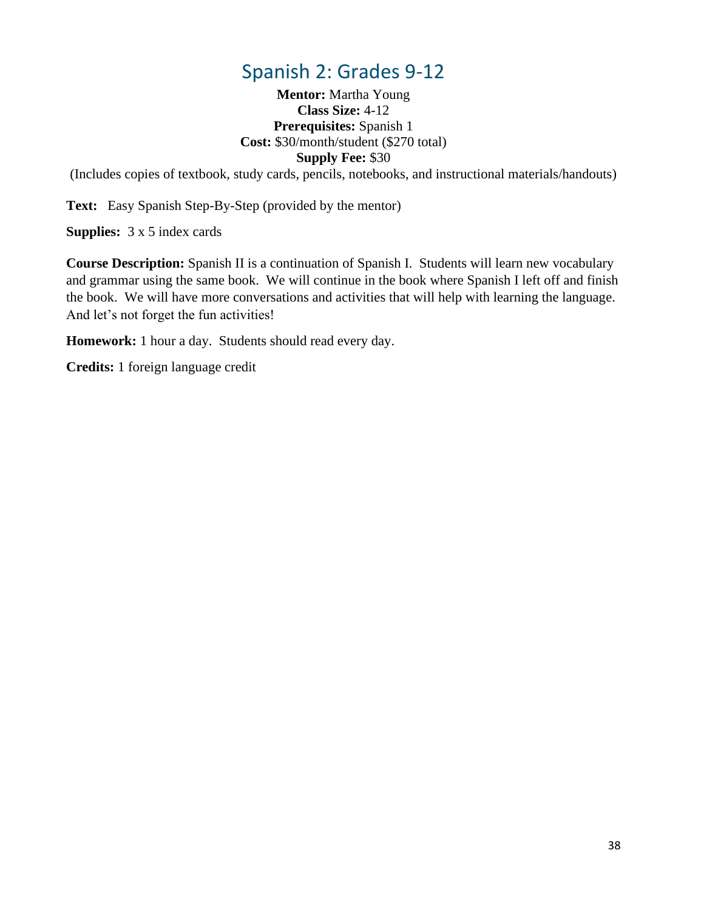# Spanish 2: Grades 9-12

**Mentor:** Martha Young
**Class Size:** 4-12
**Prerequisites:** Spanish 1
**Cost:** $30/month/student ($270 total)
**Supply Fee:** $30
(Includes copies of textbook, study cards, pencils, notebooks, and instructional materials/handouts)

**Text:** Easy Spanish Step-By-Step (provided by the mentor)

**Supplies:** 3 x 5 index cards

**Course Description:** Spanish II is a continuation of Spanish I. Students will learn new vocabulary and grammar using the same book. We will continue in the book where Spanish I left off and finish the book. We will have more conversations and activities that will help with learning the language. And let's not forget the fun activities!

**Homework:** 1 hour a day. Students should read every day.

**Credits:** 1 foreign language credit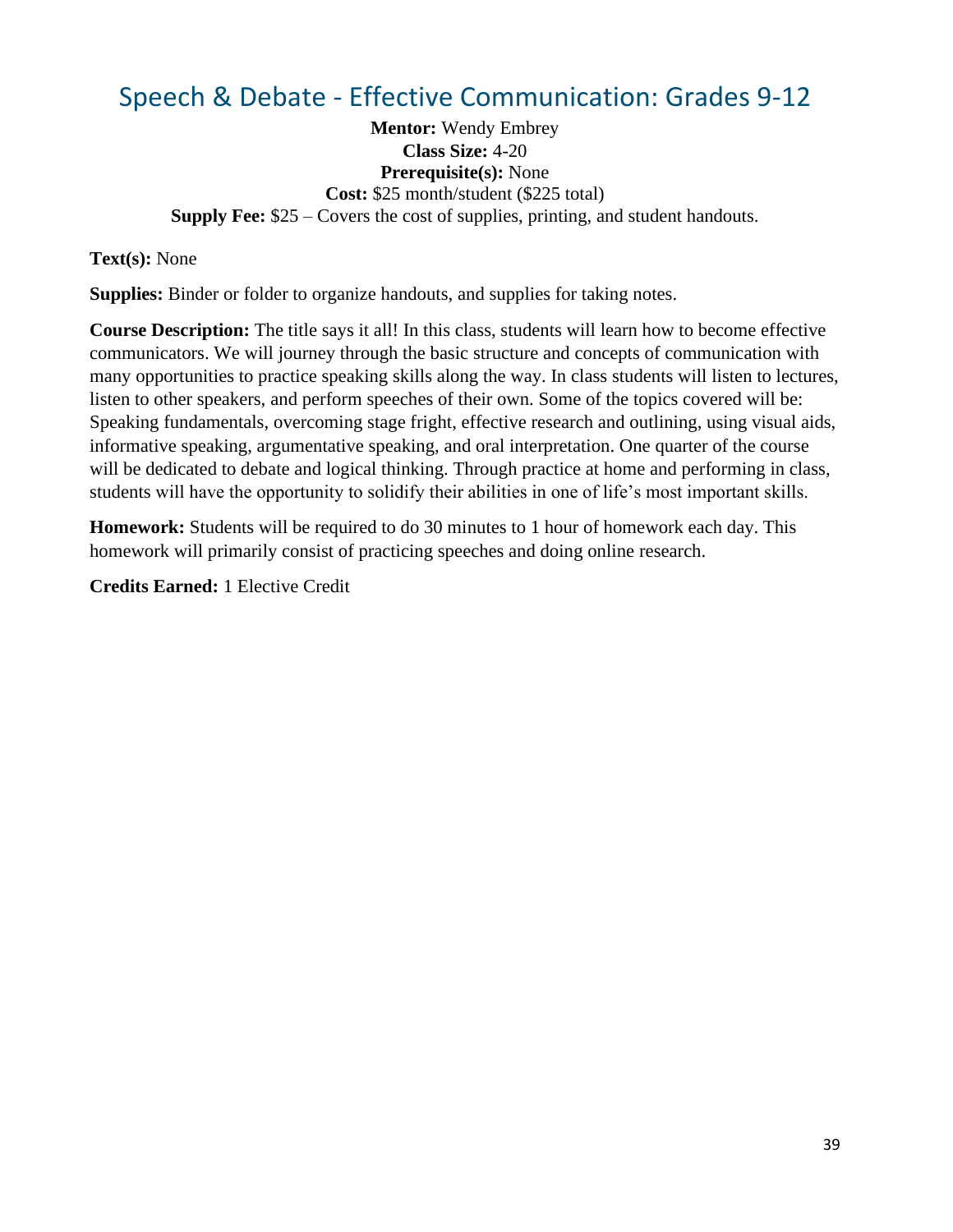# Speech & Debate - Effective Communication: Grades 9-12

**Mentor:** Wendy Embrey
**Class Size:** 4-20
**Prerequisite(s):** None
**Cost:** $25 month/student ($225 total)
**Supply Fee:** $25 – Covers the cost of supplies, printing, and student handouts.

**Text(s):** None

**Supplies:** Binder or folder to organize handouts, and supplies for taking notes.

**Course Description:** The title says it all! In this class, students will learn how to become effective communicators. We will journey through the basic structure and concepts of communication with many opportunities to practice speaking skills along the way. In class students will listen to lectures, listen to other speakers, and perform speeches of their own. Some of the topics covered will be: Speaking fundamentals, overcoming stage fright, effective research and outlining, using visual aids, informative speaking, argumentative speaking, and oral interpretation. One quarter of the course will be dedicated to debate and logical thinking. Through practice at home and performing in class, students will have the opportunity to solidify their abilities in one of life's most important skills.

**Homework:** Students will be required to do 30 minutes to 1 hour of homework each day. This homework will primarily consist of practicing speeches and doing online research.

**Credits Earned:** 1 Elective Credit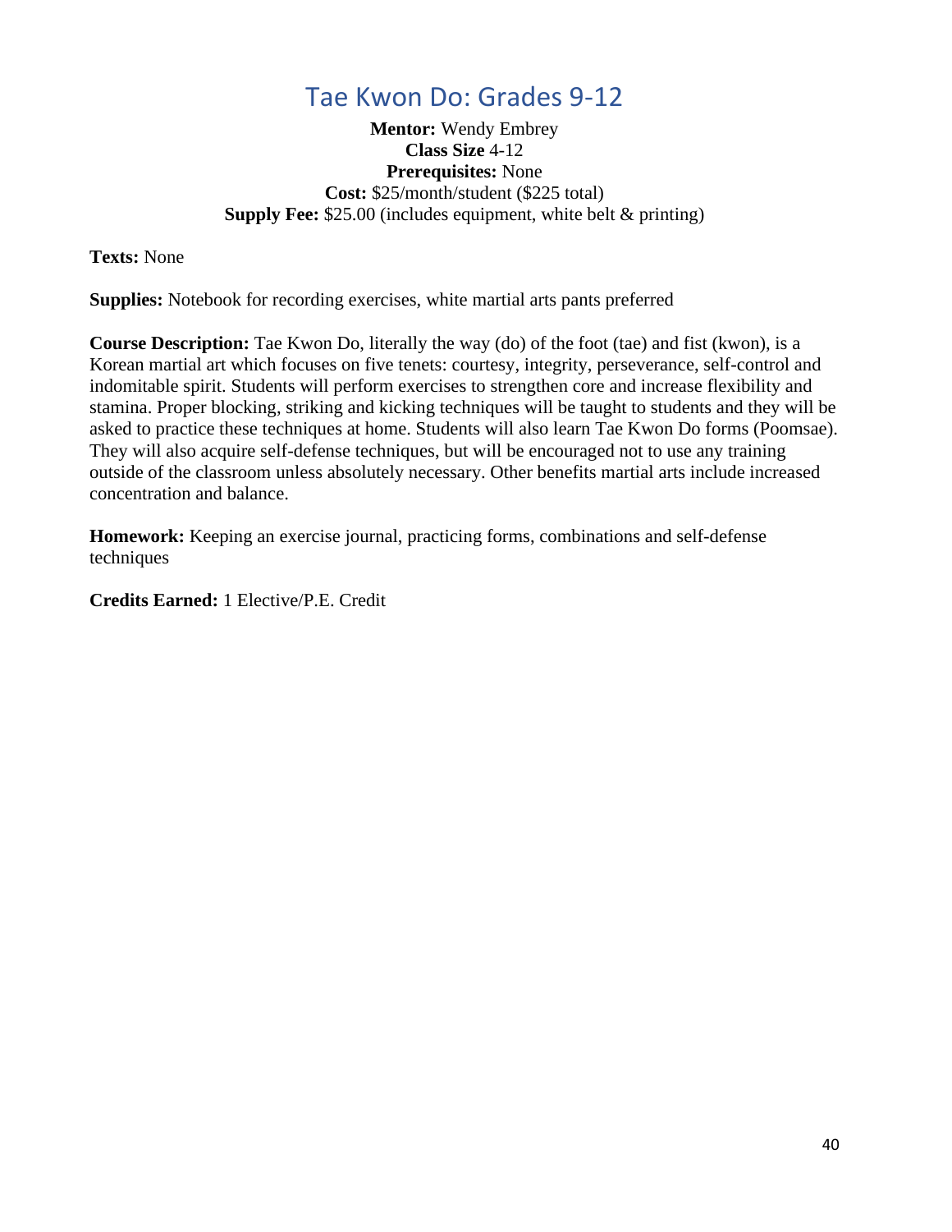# Tae Kwon Do: Grades 9-12

**Mentor:** Wendy Embrey
**Class Size** 4-12
**Prerequisites:** None
**Cost:** $25/month/student ($225 total)
**Supply Fee:** $25.00 (includes equipment, white belt & printing)

**Texts:** None

**Supplies:** Notebook for recording exercises, white martial arts pants preferred

**Course Description:** Tae Kwon Do, literally the way (do) of the foot (tae) and fist (kwon), is a Korean martial art which focuses on five tenets: courtesy, integrity, perseverance, self-control and indomitable spirit. Students will perform exercises to strengthen core and increase flexibility and stamina. Proper blocking, striking and kicking techniques will be taught to students and they will be asked to practice these techniques at home. Students will also learn Tae Kwon Do forms (Poomsae). They will also acquire self-defense techniques, but will be encouraged not to use any training outside of the classroom unless absolutely necessary. Other benefits martial arts include increased concentration and balance.

**Homework:** Keeping an exercise journal, practicing forms, combinations and self-defense techniques

**Credits Earned:** 1 Elective/P.E. Credit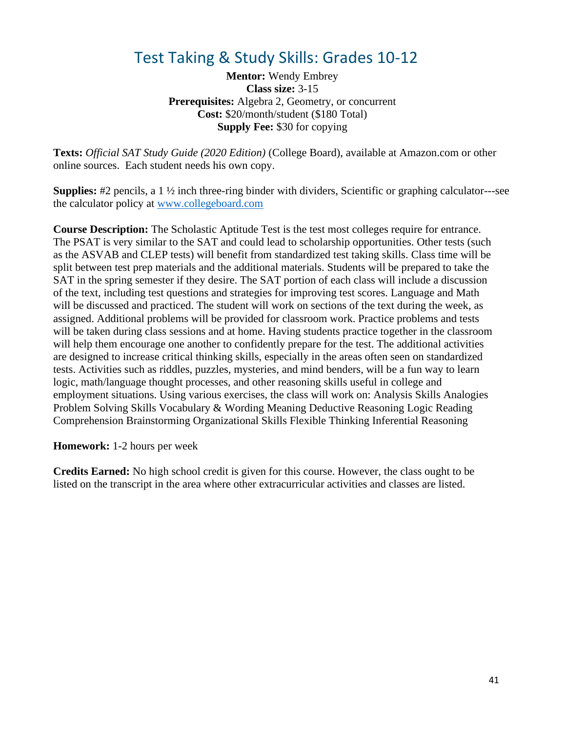# Test Taking & Study Skills: Grades 10-12

**Mentor:** Wendy Embrey
**Class size:** 3-15
**Prerequisites:** Algebra 2, Geometry, or concurrent
**Cost:** $20/month/student ($180 Total)
**Supply Fee:** $30 for copying

**Texts:** *Official SAT Study Guide (2020 Edition)* (College Board), available at Amazon.com or other online sources. Each student needs his own copy.

**Supplies:** #2 pencils, a 1 ½ inch three-ring binder with dividers, Scientific or graphing calculator---see the calculator policy at [www.collegeboard.com](http://www.collegeboard.com)

**Course Description:** The Scholastic Aptitude Test is the test most colleges require for entrance. The PSAT is very similar to the SAT and could lead to scholarship opportunities. Other tests (such as the ASVAB and CLEP tests) will benefit from standardized test taking skills. Class time will be split between test prep materials and the additional materials. Students will be prepared to take the SAT in the spring semester if they desire. The SAT portion of each class will include a discussion of the text, including test questions and strategies for improving test scores. Language and Math will be discussed and practiced. The student will work on sections of the text during the week, as assigned. Additional problems will be provided for classroom work. Practice problems and tests will be taken during class sessions and at home. Having students practice together in the classroom will help them encourage one another to confidently prepare for the test. The additional activities are designed to increase critical thinking skills, especially in the areas often seen on standardized tests. Activities such as riddles, puzzles, mysteries, and mind benders, will be a fun way to learn logic, math/language thought processes, and other reasoning skills useful in college and employment situations. Using various exercises, the class will work on: Analysis Skills Analogies Problem Solving Skills Vocabulary & Wording Meaning Deductive Reasoning Logic Reading Comprehension Brainstorming Organizational Skills Flexible Thinking Inferential Reasoning

**Homework:** 1-2 hours per week

**Credits Earned:** No high school credit is given for this course. However, the class ought to be listed on the transcript in the area where other extracurricular activities and classes are listed.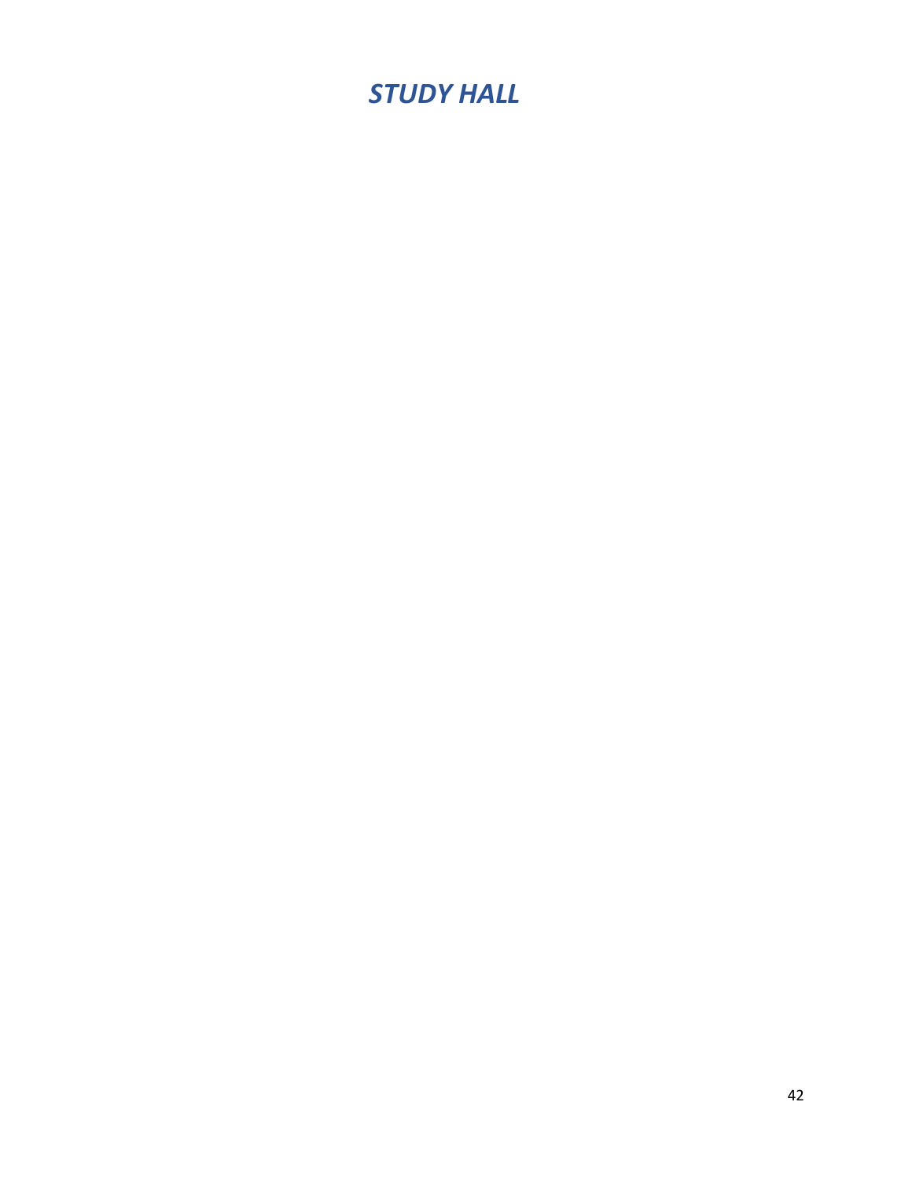# *STUDY HALL*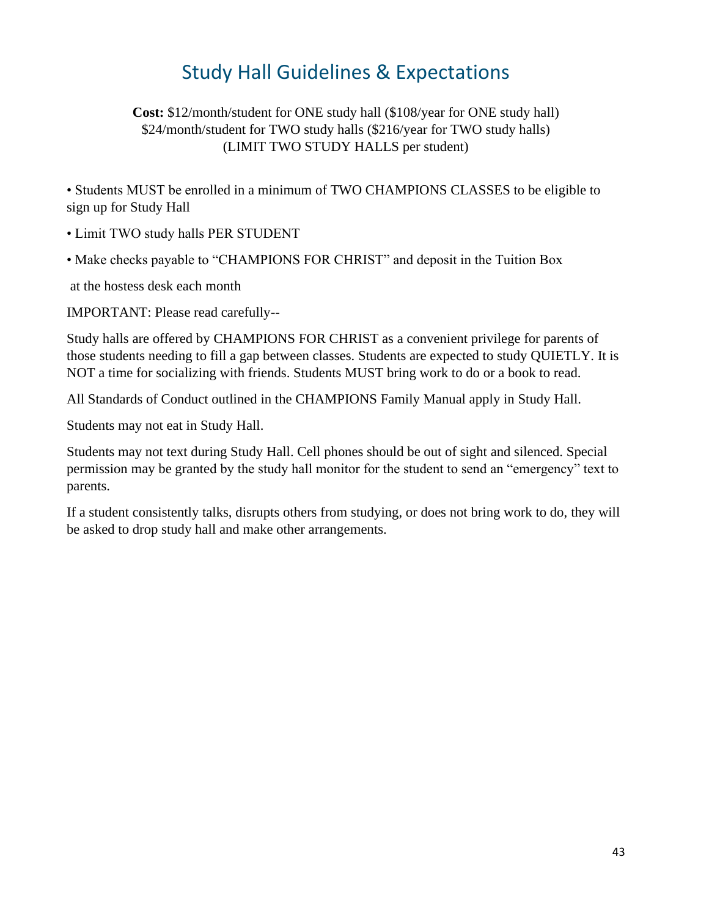# Study Hall Guidelines & Expectations

**Cost:** $12/month/student for ONE study hall ($108/year for ONE study hall)
$24/month/student for TWO study halls ($216/year for TWO study halls)
(LIMIT TWO STUDY HALLS per student)

- Students MUST be enrolled in a minimum of TWO CHAMPIONS CLASSES to be eligible to sign up for Study Hall
- Limit TWO study halls PER STUDENT
- Make checks payable to “CHAMPIONS FOR CHRIST” and deposit in the Tuition Box

at the hostess desk each month

IMPORTANT: Please read carefully--

Study halls are offered by CHAMPIONS FOR CHRIST as a convenient privilege for parents of those students needing to fill a gap between classes. Students are expected to study QUIETLY. It is NOT a time for socializing with friends. Students MUST bring work to do or a book to read.

All Standards of Conduct outlined in the CHAMPIONS Family Manual apply in Study Hall.

Students may not eat in Study Hall.

Students may not text during Study Hall. Cell phones should be out of sight and silenced. Special permission may be granted by the study hall monitor for the student to send an “emergency” text to parents.

If a student consistently talks, disrupts others from studying, or does not bring work to do, they will be asked to drop study hall and make other arrangements.